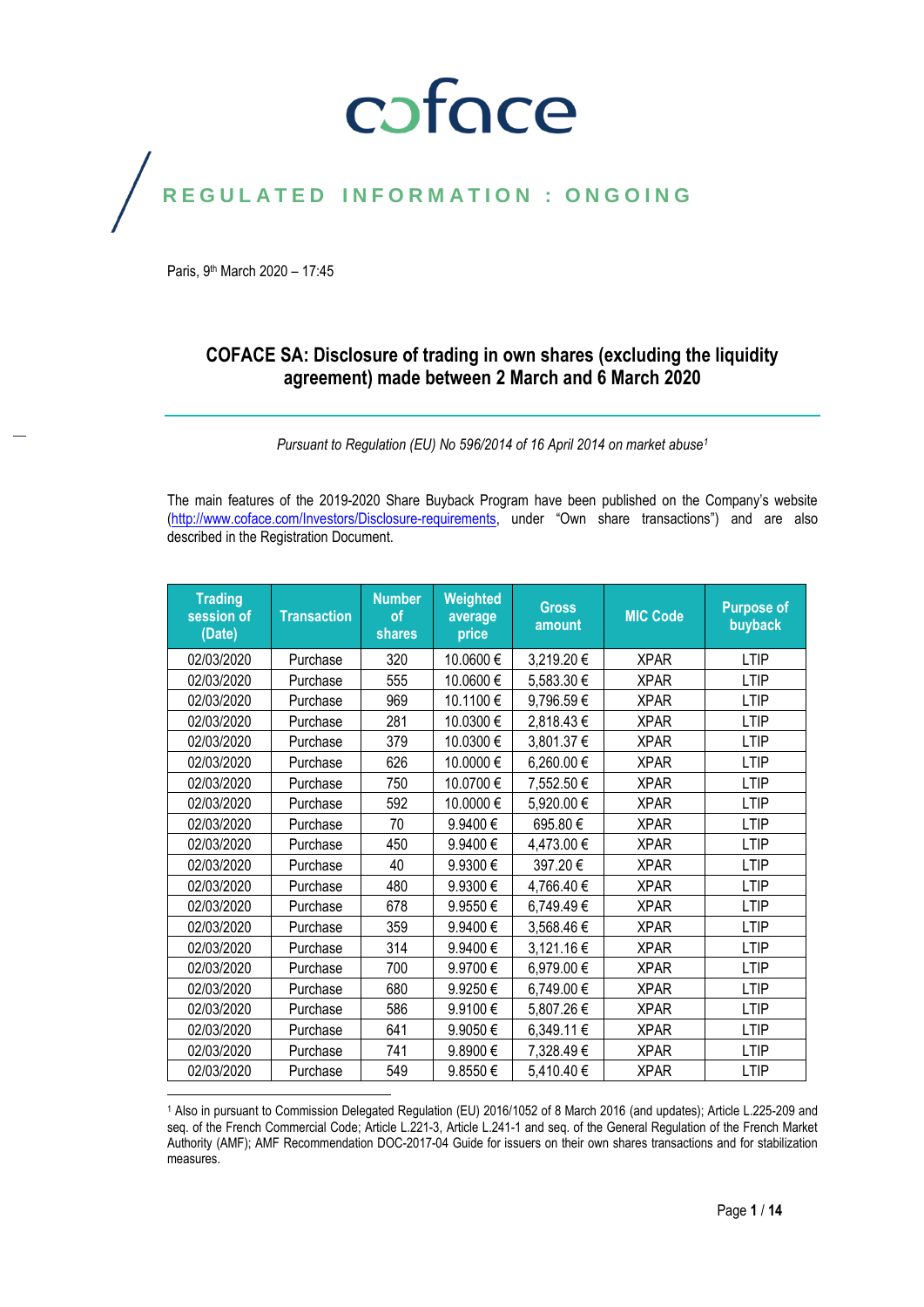coface

REGULATED INFORMATION : ONGOING

Paris, 9th March 2020 – 17:45

## COFACE SA: Disclosure of trading in own shares (excluding the liquidity agreement) made between 2 March and 6 March 2020

*Pursuant to Regulation (EU) No 596/2014 of 16 April 2014 on market abuse[1]*

The main features of the 2019-2020 Share Buyback Program have been published on the Company's website (http://www.coface.com/Investors/Disclosure-requirements, under "Own share transactions") and are also described in the Registration Document.

| Trading session of (Date) | Transaction | Number of shares | Weighted average price | Gross amount | MIC Code | Purpose of buyback |
|---|---|---|---|---|---|---|
| 02/03/2020 | Purchase | 320 | 10.0600 € | 3,219.20 € | XPAR | LTIP |
| 02/03/2020 | Purchase | 555 | 10.0600 € | 5,583.30 € | XPAR | LTIP |
| 02/03/2020 | Purchase | 969 | 10.1100 € | 9,796.59 € | XPAR | LTIP |
| 02/03/2020 | Purchase | 281 | 10.0300 € | 2,818.43 € | XPAR | LTIP |
| 02/03/2020 | Purchase | 379 | 10.0300 € | 3,801.37 € | XPAR | LTIP |
| 02/03/2020 | Purchase | 626 | 10.0000 € | 6,260.00 € | XPAR | LTIP |
| 02/03/2020 | Purchase | 750 | 10.0700 € | 7,552.50 € | XPAR | LTIP |
| 02/03/2020 | Purchase | 592 | 10.0000 € | 5,920.00 € | XPAR | LTIP |
| 02/03/2020 | Purchase | 70 | 9.9400 € | 695.80 € | XPAR | LTIP |
| 02/03/2020 | Purchase | 450 | 9.9400 € | 4,473.00 € | XPAR | LTIP |
| 02/03/2020 | Purchase | 40 | 9.9300 € | 397.20 € | XPAR | LTIP |
| 02/03/2020 | Purchase | 480 | 9.9300 € | 4,766.40 € | XPAR | LTIP |
| 02/03/2020 | Purchase | 678 | 9.9550 € | 6,749.49 € | XPAR | LTIP |
| 02/03/2020 | Purchase | 359 | 9.9400 € | 3,568.46 € | XPAR | LTIP |
| 02/03/2020 | Purchase | 314 | 9.9400 € | 3,121.16 € | XPAR | LTIP |
| 02/03/2020 | Purchase | 700 | 9.9700 € | 6,979.00 € | XPAR | LTIP |
| 02/03/2020 | Purchase | 680 | 9.9250 € | 6,749.00 € | XPAR | LTIP |
| 02/03/2020 | Purchase | 586 | 9.9100 € | 5,807.26 € | XPAR | LTIP |
| 02/03/2020 | Purchase | 641 | 9.9050 € | 6,349.11 € | XPAR | LTIP |
| 02/03/2020 | Purchase | 741 | 9.8900 € | 7,328.49 € | XPAR | LTIP |
| 02/03/2020 | Purchase | 549 | 9.8550 € | 5,410.40 € | XPAR | LTIP |

[1] Also in pursuant to Commission Delegated Regulation (EU) 2016/1052 of 8 March 2016 (and updates); Article L.225-209 and seq. of the French Commercial Code; Article L.221-3, Article L.241-1 and seq. of the General Regulation of the French Market Authority (AMF); AMF Recommendation DOC-2017-04 Guide for issuers on their own shares transactions and for stabilization measures.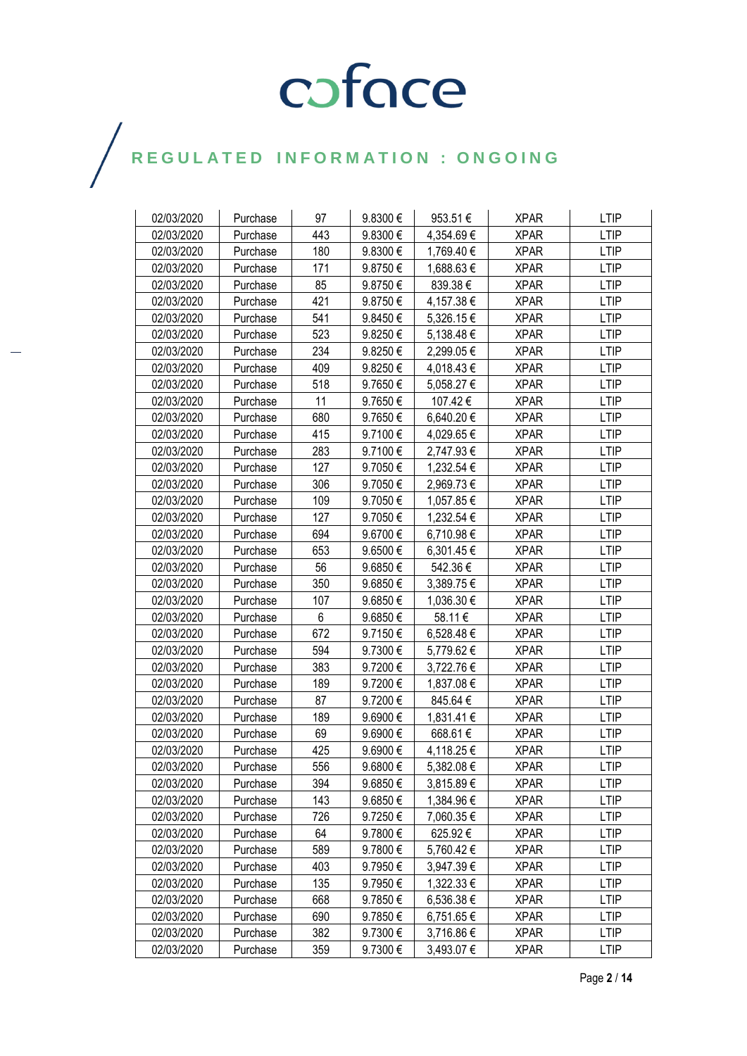| 02/03/2020 | Purchase | 97 | 9.8300 € | 953.51 € | XPAR | LTIP |
|---|---|---|---|---|---|---|
| 02/03/2020 | Purchase | 443 | 9.8300 € | 4,354.69 € | XPAR | LTIP |
| 02/03/2020 | Purchase | 180 | 9.8300 € | 1,769.40 € | XPAR | LTIP |
| 02/03/2020 | Purchase | 171 | 9.8750 € | 1,688.63 € | XPAR | LTIP |
| 02/03/2020 | Purchase | 85 | 9.8750 € | 839.38 € | XPAR | LTIP |
| 02/03/2020 | Purchase | 421 | 9.8750 € | 4,157.38 € | XPAR | LTIP |
| 02/03/2020 | Purchase | 541 | 9.8450 € | 5,326.15 € | XPAR | LTIP |
| 02/03/2020 | Purchase | 523 | 9.8250 € | 5,138.48 € | XPAR | LTIP |
| 02/03/2020 | Purchase | 234 | 9.8250 € | 2,299.05 € | XPAR | LTIP |
| 02/03/2020 | Purchase | 409 | 9.8250 € | 4,018.43 € | XPAR | LTIP |
| 02/03/2020 | Purchase | 518 | 9.7650 € | 5,058.27 € | XPAR | LTIP |
| 02/03/2020 | Purchase | 11 | 9.7650 € | 107.42 € | XPAR | LTIP |
| 02/03/2020 | Purchase | 680 | 9.7650 € | 6,640.20 € | XPAR | LTIP |
| 02/03/2020 | Purchase | 415 | 9.7100 € | 4,029.65 € | XPAR | LTIP |
| 02/03/2020 | Purchase | 283 | 9.7100 € | 2,747.93 € | XPAR | LTIP |
| 02/03/2020 | Purchase | 127 | 9.7050 € | 1,232.54 € | XPAR | LTIP |
| 02/03/2020 | Purchase | 306 | 9.7050 € | 2,969.73 € | XPAR | LTIP |
| 02/03/2020 | Purchase | 109 | 9.7050 € | 1,057.85 € | XPAR | LTIP |
| 02/03/2020 | Purchase | 127 | 9.7050 € | 1,232.54 € | XPAR | LTIP |
| 02/03/2020 | Purchase | 694 | 9.6700 € | 6,710.98 € | XPAR | LTIP |
| 02/03/2020 | Purchase | 653 | 9.6500 € | 6,301.45 € | XPAR | LTIP |
| 02/03/2020 | Purchase | 56 | 9.6850 € | 542.36 € | XPAR | LTIP |
| 02/03/2020 | Purchase | 350 | 9.6850 € | 3,389.75 € | XPAR | LTIP |
| 02/03/2020 | Purchase | 107 | 9.6850 € | 1,036.30 € | XPAR | LTIP |
| 02/03/2020 | Purchase | 6 | 9.6850 € | 58.11 € | XPAR | LTIP |
| 02/03/2020 | Purchase | 672 | 9.7150 € | 6,528.48 € | XPAR | LTIP |
| 02/03/2020 | Purchase | 594 | 9.7300 € | 5,779.62 € | XPAR | LTIP |
| 02/03/2020 | Purchase | 383 | 9.7200 € | 3,722.76 € | XPAR | LTIP |
| 02/03/2020 | Purchase | 189 | 9.7200 € | 1,837.08 € | XPAR | LTIP |
| 02/03/2020 | Purchase | 87 | 9.7200 € | 845.64 € | XPAR | LTIP |
| 02/03/2020 | Purchase | 189 | 9.6900 € | 1,831.41 € | XPAR | LTIP |
| 02/03/2020 | Purchase | 69 | 9.6900 € | 668.61 € | XPAR | LTIP |
| 02/03/2020 | Purchase | 425 | 9.6900 € | 4,118.25 € | XPAR | LTIP |
| 02/03/2020 | Purchase | 556 | 9.6800 € | 5,382.08 € | XPAR | LTIP |
| 02/03/2020 | Purchase | 394 | 9.6850 € | 3,815.89 € | XPAR | LTIP |
| 02/03/2020 | Purchase | 143 | 9.6850 € | 1,384.96 € | XPAR | LTIP |
| 02/03/2020 | Purchase | 726 | 9.7250 € | 7,060.35 € | XPAR | LTIP |
| 02/03/2020 | Purchase | 64 | 9.7800 € | 625.92 € | XPAR | LTIP |
| 02/03/2020 | Purchase | 589 | 9.7800 € | 5,760.42 € | XPAR | LTIP |
| 02/03/2020 | Purchase | 403 | 9.7950 € | 3,947.39 € | XPAR | LTIP |
| 02/03/2020 | Purchase | 135 | 9.7950 € | 1,322.33 € | XPAR | LTIP |
| 02/03/2020 | Purchase | 668 | 9.7850 € | 6,536.38 € | XPAR | LTIP |
| 02/03/2020 | Purchase | 690 | 9.7850 € | 6,751.65 € | XPAR | LTIP |
| 02/03/2020 | Purchase | 382 | 9.7300 € | 3,716.86 € | XPAR | LTIP |
| 02/03/2020 | Purchase | 359 | 9.7300 € | 3,493.07 € | XPAR | LTIP |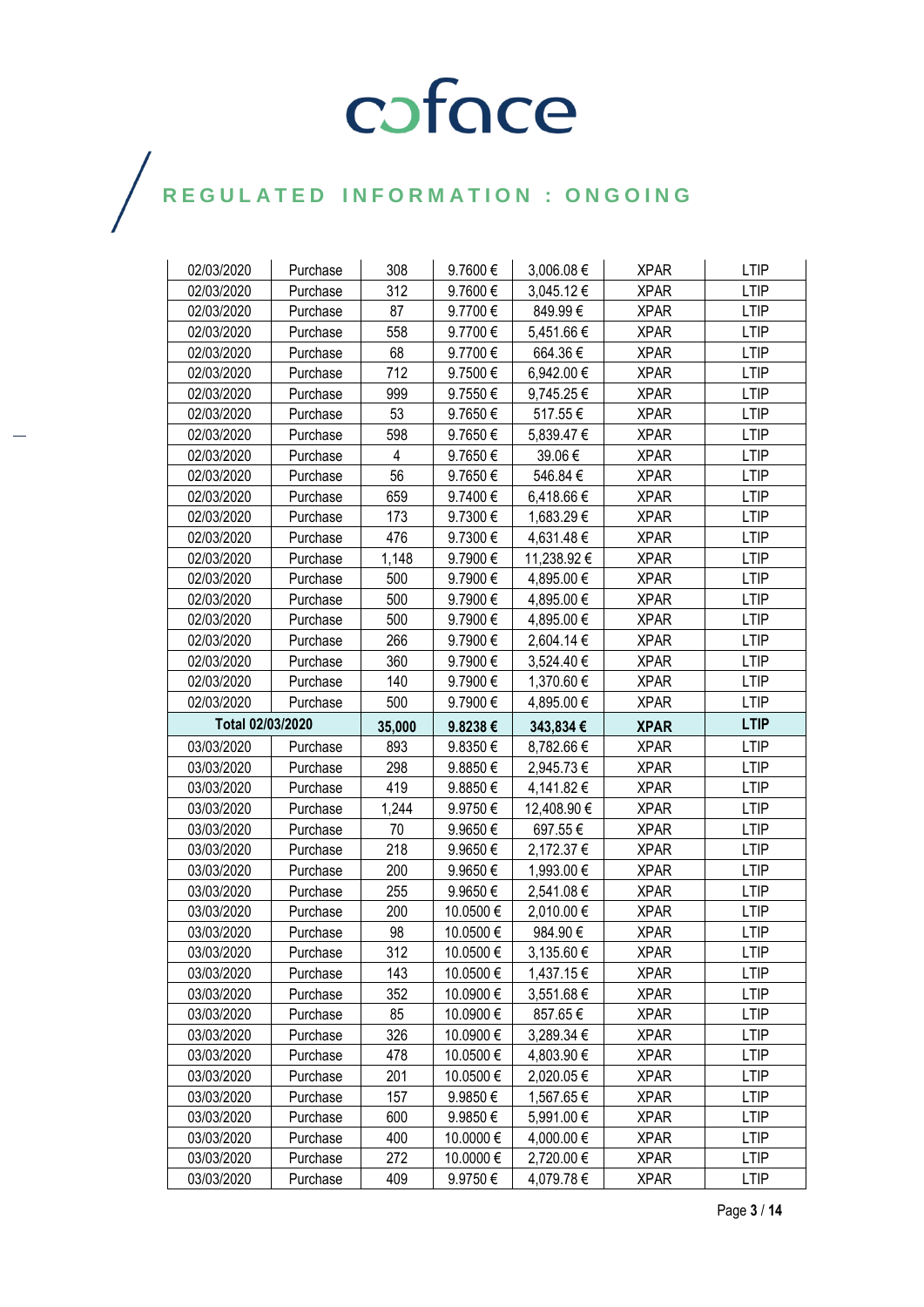| | | | | | | |
|---|---|---|---|---|---|---|
| 02/03/2020 | Purchase | 308 | 9.7600 € | 3,006.08 € | XPAR | LTIP |
| 02/03/2020 | Purchase | 312 | 9.7600 € | 3,045.12 € | XPAR | LTIP |
| 02/03/2020 | Purchase | 87 | 9.7700 € | 849.99 € | XPAR | LTIP |
| 02/03/2020 | Purchase | 558 | 9.7700 € | 5,451.66 € | XPAR | LTIP |
| 02/03/2020 | Purchase | 68 | 9.7700 € | 664.36 € | XPAR | LTIP |
| 02/03/2020 | Purchase | 712 | 9.7500 € | 6,942.00 € | XPAR | LTIP |
| 02/03/2020 | Purchase | 999 | 9.7550 € | 9,745.25 € | XPAR | LTIP |
| 02/03/2020 | Purchase | 53 | 9.7650 € | 517.55 € | XPAR | LTIP |
| 02/03/2020 | Purchase | 598 | 9.7650 € | 5,839.47 € | XPAR | LTIP |
| 02/03/2020 | Purchase | 4 | 9.7650 € | 39.06 € | XPAR | LTIP |
| 02/03/2020 | Purchase | 56 | 9.7650 € | 546.84 € | XPAR | LTIP |
| 02/03/2020 | Purchase | 659 | 9.7400 € | 6,418.66 € | XPAR | LTIP |
| 02/03/2020 | Purchase | 173 | 9.7300 € | 1,683.29 € | XPAR | LTIP |
| 02/03/2020 | Purchase | 476 | 9.7300 € | 4,631.48 € | XPAR | LTIP |
| 02/03/2020 | Purchase | 1,148 | 9.7900 € | 11,238.92 € | XPAR | LTIP |
| 02/03/2020 | Purchase | 500 | 9.7900 € | 4,895.00 € | XPAR | LTIP |
| 02/03/2020 | Purchase | 500 | 9.7900 € | 4,895.00 € | XPAR | LTIP |
| 02/03/2020 | Purchase | 500 | 9.7900 € | 4,895.00 € | XPAR | LTIP |
| 02/03/2020 | Purchase | 266 | 9.7900 € | 2,604.14 € | XPAR | LTIP |
| 02/03/2020 | Purchase | 360 | 9.7900 € | 3,524.40 € | XPAR | LTIP |
| 02/03/2020 | Purchase | 140 | 9.7900 € | 1,370.60 € | XPAR | LTIP |
| 02/03/2020 | Purchase | 500 | 9.7900 € | 4,895.00 € | XPAR | LTIP |
| **Total 02/03/2020** | | **35,000** | **9.8238 €** | **343,834 €** | **XPAR** | **LTIP** |
| 03/03/2020 | Purchase | 893 | 9.8350 € | 8,782.66 € | XPAR | LTIP |
| 03/03/2020 | Purchase | 298 | 9.8850 € | 2,945.73 € | XPAR | LTIP |
| 03/03/2020 | Purchase | 419 | 9.8850 € | 4,141.82 € | XPAR | LTIP |
| 03/03/2020 | Purchase | 1,244 | 9.9750 € | 12,408.90 € | XPAR | LTIP |
| 03/03/2020 | Purchase | 70 | 9.9650 € | 697.55 € | XPAR | LTIP |
| 03/03/2020 | Purchase | 218 | 9.9650 € | 2,172.37 € | XPAR | LTIP |
| 03/03/2020 | Purchase | 200 | 9.9650 € | 1,993.00 € | XPAR | LTIP |
| 03/03/2020 | Purchase | 255 | 9.9650 € | 2,541.08 € | XPAR | LTIP |
| 03/03/2020 | Purchase | 200 | 10.0500 € | 2,010.00 € | XPAR | LTIP |
| 03/03/2020 | Purchase | 98 | 10.0500 € | 984.90 € | XPAR | LTIP |
| 03/03/2020 | Purchase | 312 | 10.0500 € | 3,135.60 € | XPAR | LTIP |
| 03/03/2020 | Purchase | 143 | 10.0500 € | 1,437.15 € | XPAR | LTIP |
| 03/03/2020 | Purchase | 352 | 10.0900 € | 3,551.68 € | XPAR | LTIP |
| 03/03/2020 | Purchase | 85 | 10.0900 € | 857.65 € | XPAR | LTIP |
| 03/03/2020 | Purchase | 326 | 10.0900 € | 3,289.34 € | XPAR | LTIP |
| 03/03/2020 | Purchase | 478 | 10.0500 € | 4,803.90 € | XPAR | LTIP |
| 03/03/2020 | Purchase | 201 | 10.0500 € | 2,020.05 € | XPAR | LTIP |
| 03/03/2020 | Purchase | 157 | 9.9850 € | 1,567.65 € | XPAR | LTIP |
| 03/03/2020 | Purchase | 600 | 9.9850 € | 5,991.00 € | XPAR | LTIP |
| 03/03/2020 | Purchase | 400 | 10.0000 € | 4,000.00 € | XPAR | LTIP |
| 03/03/2020 | Purchase | 272 | 10.0000 € | 2,720.00 € | XPAR | LTIP |
| 03/03/2020 | Purchase | 409 | 9.9750 € | 4,079.78 € | XPAR | LTIP |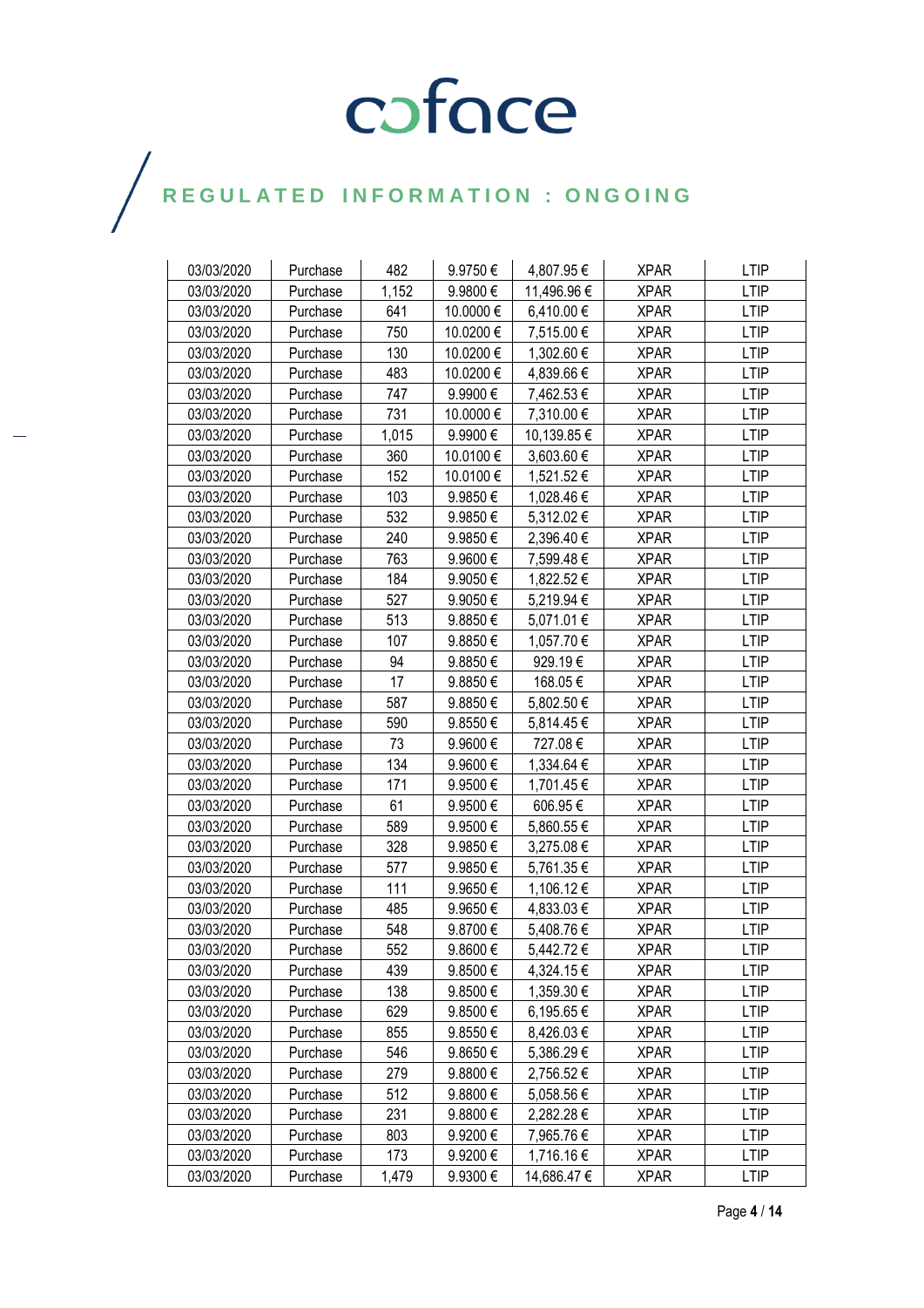| 03/03/2020 | Purchase | 482 | 9.9750 € | 4,807.95 € | XPAR | LTIP |
|---|---|---|---|---|---|---|
| 03/03/2020 | Purchase | 1,152 | 9.9800 € | 11,496.96 € | XPAR | LTIP |
| 03/03/2020 | Purchase | 641 | 10.0000 € | 6,410.00 € | XPAR | LTIP |
| 03/03/2020 | Purchase | 750 | 10.0200 € | 7,515.00 € | XPAR | LTIP |
| 03/03/2020 | Purchase | 130 | 10.0200 € | 1,302.60 € | XPAR | LTIP |
| 03/03/2020 | Purchase | 483 | 10.0200 € | 4,839.66 € | XPAR | LTIP |
| 03/03/2020 | Purchase | 747 | 9.9900 € | 7,462.53 € | XPAR | LTIP |
| 03/03/2020 | Purchase | 731 | 10.0000 € | 7,310.00 € | XPAR | LTIP |
| 03/03/2020 | Purchase | 1,015 | 9.9900 € | 10,139.85 € | XPAR | LTIP |
| 03/03/2020 | Purchase | 360 | 10.0100 € | 3,603.60 € | XPAR | LTIP |
| 03/03/2020 | Purchase | 152 | 10.0100 € | 1,521.52 € | XPAR | LTIP |
| 03/03/2020 | Purchase | 103 | 9.9850 € | 1,028.46 € | XPAR | LTIP |
| 03/03/2020 | Purchase | 532 | 9.9850 € | 5,312.02 € | XPAR | LTIP |
| 03/03/2020 | Purchase | 240 | 9.9850 € | 2,396.40 € | XPAR | LTIP |
| 03/03/2020 | Purchase | 763 | 9.9600 € | 7,599.48 € | XPAR | LTIP |
| 03/03/2020 | Purchase | 184 | 9.9050 € | 1,822.52 € | XPAR | LTIP |
| 03/03/2020 | Purchase | 527 | 9.9050 € | 5,219.94 € | XPAR | LTIP |
| 03/03/2020 | Purchase | 513 | 9.8850 € | 5,071.01 € | XPAR | LTIP |
| 03/03/2020 | Purchase | 107 | 9.8850 € | 1,057.70 € | XPAR | LTIP |
| 03/03/2020 | Purchase | 94 | 9.8850 € | 929.19 € | XPAR | LTIP |
| 03/03/2020 | Purchase | 17 | 9.8850 € | 168.05 € | XPAR | LTIP |
| 03/03/2020 | Purchase | 587 | 9.8850 € | 5,802.50 € | XPAR | LTIP |
| 03/03/2020 | Purchase | 590 | 9.8550 € | 5,814.45 € | XPAR | LTIP |
| 03/03/2020 | Purchase | 73 | 9.9600 € | 727.08 € | XPAR | LTIP |
| 03/03/2020 | Purchase | 134 | 9.9600 € | 1,334.64 € | XPAR | LTIP |
| 03/03/2020 | Purchase | 171 | 9.9500 € | 1,701.45 € | XPAR | LTIP |
| 03/03/2020 | Purchase | 61 | 9.9500 € | 606.95 € | XPAR | LTIP |
| 03/03/2020 | Purchase | 589 | 9.9500 € | 5,860.55 € | XPAR | LTIP |
| 03/03/2020 | Purchase | 328 | 9.9850 € | 3,275.08 € | XPAR | LTIP |
| 03/03/2020 | Purchase | 577 | 9.9850 € | 5,761.35 € | XPAR | LTIP |
| 03/03/2020 | Purchase | 111 | 9.9650 € | 1,106.12 € | XPAR | LTIP |
| 03/03/2020 | Purchase | 485 | 9.9650 € | 4,833.03 € | XPAR | LTIP |
| 03/03/2020 | Purchase | 548 | 9.8700 € | 5,408.76 € | XPAR | LTIP |
| 03/03/2020 | Purchase | 552 | 9.8600 € | 5,442.72 € | XPAR | LTIP |
| 03/03/2020 | Purchase | 439 | 9.8500 € | 4,324.15 € | XPAR | LTIP |
| 03/03/2020 | Purchase | 138 | 9.8500 € | 1,359.30 € | XPAR | LTIP |
| 03/03/2020 | Purchase | 629 | 9.8500 € | 6,195.65 € | XPAR | LTIP |
| 03/03/2020 | Purchase | 855 | 9.8550 € | 8,426.03 € | XPAR | LTIP |
| 03/03/2020 | Purchase | 546 | 9.8650 € | 5,386.29 € | XPAR | LTIP |
| 03/03/2020 | Purchase | 279 | 9.8800 € | 2,756.52 € | XPAR | LTIP |
| 03/03/2020 | Purchase | 512 | 9.8800 € | 5,058.56 € | XPAR | LTIP |
| 03/03/2020 | Purchase | 231 | 9.8800 € | 2,282.28 € | XPAR | LTIP |
| 03/03/2020 | Purchase | 803 | 9.9200 € | 7,965.76 € | XPAR | LTIP |
| 03/03/2020 | Purchase | 173 | 9.9200 € | 1,716.16 € | XPAR | LTIP |
| 03/03/2020 | Purchase | 1,479 | 9.9300 € | 14,686.47 € | XPAR | LTIP |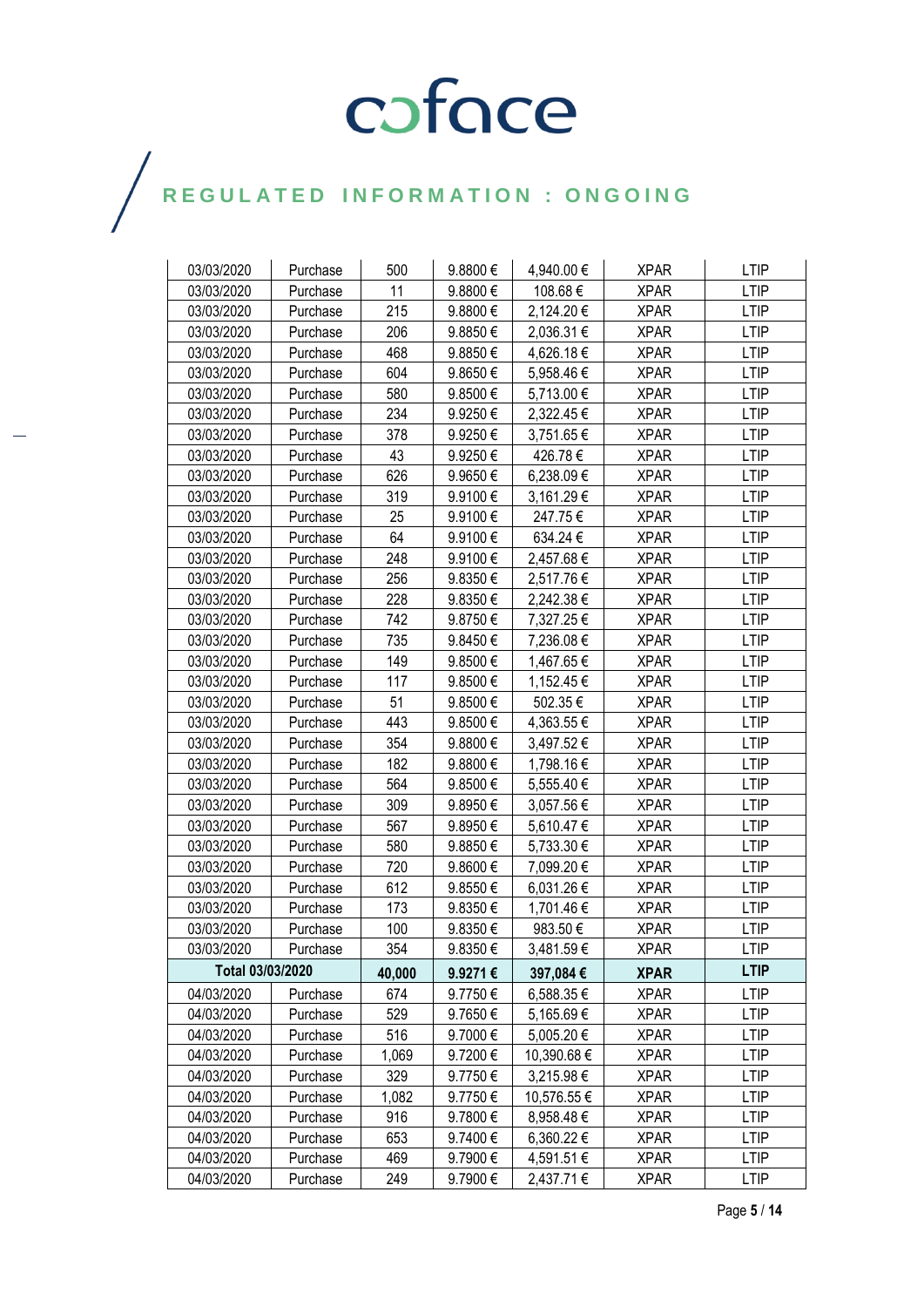coface

REGULATED INFORMATION : ONGOING

| | | | | | | |
|---|---|---|---|---|---|---|
| 03/03/2020 | Purchase | 500 | 9.8800 € | 4,940.00 € | XPAR | LTIP |
| 03/03/2020 | Purchase | 11 | 9.8800 € | 108.68 € | XPAR | LTIP |
| 03/03/2020 | Purchase | 215 | 9.8800 € | 2,124.20 € | XPAR | LTIP |
| 03/03/2020 | Purchase | 206 | 9.8850 € | 2,036.31 € | XPAR | LTIP |
| 03/03/2020 | Purchase | 468 | 9.8850 € | 4,626.18 € | XPAR | LTIP |
| 03/03/2020 | Purchase | 604 | 9.8650 € | 5,958.46 € | XPAR | LTIP |
| 03/03/2020 | Purchase | 580 | 9.8500 € | 5,713.00 € | XPAR | LTIP |
| 03/03/2020 | Purchase | 234 | 9.9250 € | 2,322.45 € | XPAR | LTIP |
| 03/03/2020 | Purchase | 378 | 9.9250 € | 3,751.65 € | XPAR | LTIP |
| 03/03/2020 | Purchase | 43 | 9.9250 € | 426.78 € | XPAR | LTIP |
| 03/03/2020 | Purchase | 626 | 9.9650 € | 6,238.09 € | XPAR | LTIP |
| 03/03/2020 | Purchase | 319 | 9.9100 € | 3,161.29 € | XPAR | LTIP |
| 03/03/2020 | Purchase | 25 | 9.9100 € | 247.75 € | XPAR | LTIP |
| 03/03/2020 | Purchase | 64 | 9.9100 € | 634.24 € | XPAR | LTIP |
| 03/03/2020 | Purchase | 248 | 9.9100 € | 2,457.68 € | XPAR | LTIP |
| 03/03/2020 | Purchase | 256 | 9.8350 € | 2,517.76 € | XPAR | LTIP |
| 03/03/2020 | Purchase | 228 | 9.8350 € | 2,242.38 € | XPAR | LTIP |
| 03/03/2020 | Purchase | 742 | 9.8750 € | 7,327.25 € | XPAR | LTIP |
| 03/03/2020 | Purchase | 735 | 9.8450 € | 7,236.08 € | XPAR | LTIP |
| 03/03/2020 | Purchase | 149 | 9.8500 € | 1,467.65 € | XPAR | LTIP |
| 03/03/2020 | Purchase | 117 | 9.8500 € | 1,152.45 € | XPAR | LTIP |
| 03/03/2020 | Purchase | 51 | 9.8500 € | 502.35 € | XPAR | LTIP |
| 03/03/2020 | Purchase | 443 | 9.8500 € | 4,363.55 € | XPAR | LTIP |
| 03/03/2020 | Purchase | 354 | 9.8800 € | 3,497.52 € | XPAR | LTIP |
| 03/03/2020 | Purchase | 182 | 9.8800 € | 1,798.16 € | XPAR | LTIP |
| 03/03/2020 | Purchase | 564 | 9.8500 € | 5,555.40 € | XPAR | LTIP |
| 03/03/2020 | Purchase | 309 | 9.8950 € | 3,057.56 € | XPAR | LTIP |
| 03/03/2020 | Purchase | 567 | 9.8950 € | 5,610.47 € | XPAR | LTIP |
| 03/03/2020 | Purchase | 580 | 9.8850 € | 5,733.30 € | XPAR | LTIP |
| 03/03/2020 | Purchase | 720 | 9.8600 € | 7,099.20 € | XPAR | LTIP |
| 03/03/2020 | Purchase | 612 | 9.8550 € | 6,031.26 € | XPAR | LTIP |
| 03/03/2020 | Purchase | 173 | 9.8350 € | 1,701.46 € | XPAR | LTIP |
| 03/03/2020 | Purchase | 100 | 9.8350 € | 983.50 € | XPAR | LTIP |
| 03/03/2020 | Purchase | 354 | 9.8350 € | 3,481.59 € | XPAR | LTIP |
| **Total 03/03/2020** | | **40,000** | **9.9271 €** | **397,084 €** | **XPAR** | **LTIP** |
| 04/03/2020 | Purchase | 674 | 9.7750 € | 6,588.35 € | XPAR | LTIP |
| 04/03/2020 | Purchase | 529 | 9.7650 € | 5,165.69 € | XPAR | LTIP |
| 04/03/2020 | Purchase | 516 | 9.7000 € | 5,005.20 € | XPAR | LTIP |
| 04/03/2020 | Purchase | 1,069 | 9.7200 € | 10,390.68 € | XPAR | LTIP |
| 04/03/2020 | Purchase | 329 | 9.7750 € | 3,215.98 € | XPAR | LTIP |
| 04/03/2020 | Purchase | 1,082 | 9.7750 € | 10,576.55 € | XPAR | LTIP |
| 04/03/2020 | Purchase | 916 | 9.7800 € | 8,958.48 € | XPAR | LTIP |
| 04/03/2020 | Purchase | 653 | 9.7400 € | 6,360.22 € | XPAR | LTIP |
| 04/03/2020 | Purchase | 469 | 9.7900 € | 4,591.51 € | XPAR | LTIP |
| 04/03/2020 | Purchase | 249 | 9.7900 € | 2,437.71 € | XPAR | LTIP |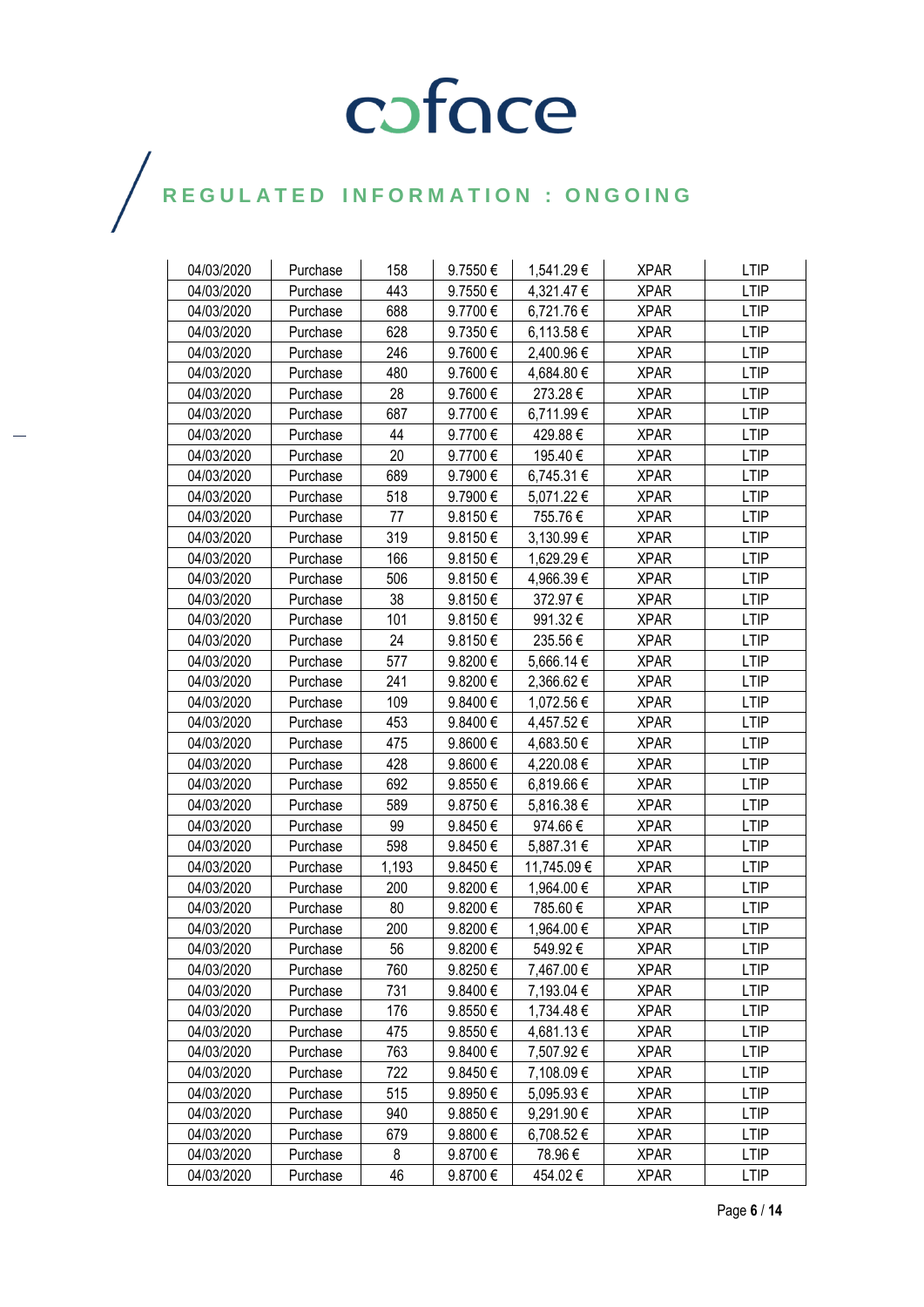| 04/03/2020 | Purchase | 158 | 9.7550 € | 1,541.29 € | XPAR | LTIP |
|---|---|---|---|---|---|---|
| 04/03/2020 | Purchase | 443 | 9.7550 € | 4,321.47 € | XPAR | LTIP |
| 04/03/2020 | Purchase | 688 | 9.7700 € | 6,721.76 € | XPAR | LTIP |
| 04/03/2020 | Purchase | 628 | 9.7350 € | 6,113.58 € | XPAR | LTIP |
| 04/03/2020 | Purchase | 246 | 9.7600 € | 2,400.96 € | XPAR | LTIP |
| 04/03/2020 | Purchase | 480 | 9.7600 € | 4,684.80 € | XPAR | LTIP |
| 04/03/2020 | Purchase | 28 | 9.7600 € | 273.28 € | XPAR | LTIP |
| 04/03/2020 | Purchase | 687 | 9.7700 € | 6,711.99 € | XPAR | LTIP |
| 04/03/2020 | Purchase | 44 | 9.7700 € | 429.88 € | XPAR | LTIP |
| 04/03/2020 | Purchase | 20 | 9.7700 € | 195.40 € | XPAR | LTIP |
| 04/03/2020 | Purchase | 689 | 9.7900 € | 6,745.31 € | XPAR | LTIP |
| 04/03/2020 | Purchase | 518 | 9.7900 € | 5,071.22 € | XPAR | LTIP |
| 04/03/2020 | Purchase | 77 | 9.8150 € | 755.76 € | XPAR | LTIP |
| 04/03/2020 | Purchase | 319 | 9.8150 € | 3,130.99 € | XPAR | LTIP |
| 04/03/2020 | Purchase | 166 | 9.8150 € | 1,629.29 € | XPAR | LTIP |
| 04/03/2020 | Purchase | 506 | 9.8150 € | 4,966.39 € | XPAR | LTIP |
| 04/03/2020 | Purchase | 38 | 9.8150 € | 372.97 € | XPAR | LTIP |
| 04/03/2020 | Purchase | 101 | 9.8150 € | 991.32 € | XPAR | LTIP |
| 04/03/2020 | Purchase | 24 | 9.8150 € | 235.56 € | XPAR | LTIP |
| 04/03/2020 | Purchase | 577 | 9.8200 € | 5,666.14 € | XPAR | LTIP |
| 04/03/2020 | Purchase | 241 | 9.8200 € | 2,366.62 € | XPAR | LTIP |
| 04/03/2020 | Purchase | 109 | 9.8400 € | 1,072.56 € | XPAR | LTIP |
| 04/03/2020 | Purchase | 453 | 9.8400 € | 4,457.52 € | XPAR | LTIP |
| 04/03/2020 | Purchase | 475 | 9.8600 € | 4,683.50 € | XPAR | LTIP |
| 04/03/2020 | Purchase | 428 | 9.8600 € | 4,220.08 € | XPAR | LTIP |
| 04/03/2020 | Purchase | 692 | 9.8550 € | 6,819.66 € | XPAR | LTIP |
| 04/03/2020 | Purchase | 589 | 9.8750 € | 5,816.38 € | XPAR | LTIP |
| 04/03/2020 | Purchase | 99 | 9.8450 € | 974.66 € | XPAR | LTIP |
| 04/03/2020 | Purchase | 598 | 9.8450 € | 5,887.31 € | XPAR | LTIP |
| 04/03/2020 | Purchase | 1,193 | 9.8450 € | 11,745.09 € | XPAR | LTIP |
| 04/03/2020 | Purchase | 200 | 9.8200 € | 1,964.00 € | XPAR | LTIP |
| 04/03/2020 | Purchase | 80 | 9.8200 € | 785.60 € | XPAR | LTIP |
| 04/03/2020 | Purchase | 200 | 9.8200 € | 1,964.00 € | XPAR | LTIP |
| 04/03/2020 | Purchase | 56 | 9.8200 € | 549.92 € | XPAR | LTIP |
| 04/03/2020 | Purchase | 760 | 9.8250 € | 7,467.00 € | XPAR | LTIP |
| 04/03/2020 | Purchase | 731 | 9.8400 € | 7,193.04 € | XPAR | LTIP |
| 04/03/2020 | Purchase | 176 | 9.8550 € | 1,734.48 € | XPAR | LTIP |
| 04/03/2020 | Purchase | 475 | 9.8550 € | 4,681.13 € | XPAR | LTIP |
| 04/03/2020 | Purchase | 763 | 9.8400 € | 7,507.92 € | XPAR | LTIP |
| 04/03/2020 | Purchase | 722 | 9.8450 € | 7,108.09 € | XPAR | LTIP |
| 04/03/2020 | Purchase | 515 | 9.8950 € | 5,095.93 € | XPAR | LTIP |
| 04/03/2020 | Purchase | 940 | 9.8850 € | 9,291.90 € | XPAR | LTIP |
| 04/03/2020 | Purchase | 679 | 9.8800 € | 6,708.52 € | XPAR | LTIP |
| 04/03/2020 | Purchase | 8 | 9.8700 € | 78.96 € | XPAR | LTIP |
| 04/03/2020 | Purchase | 46 | 9.8700 € | 454.02 € | XPAR | LTIP |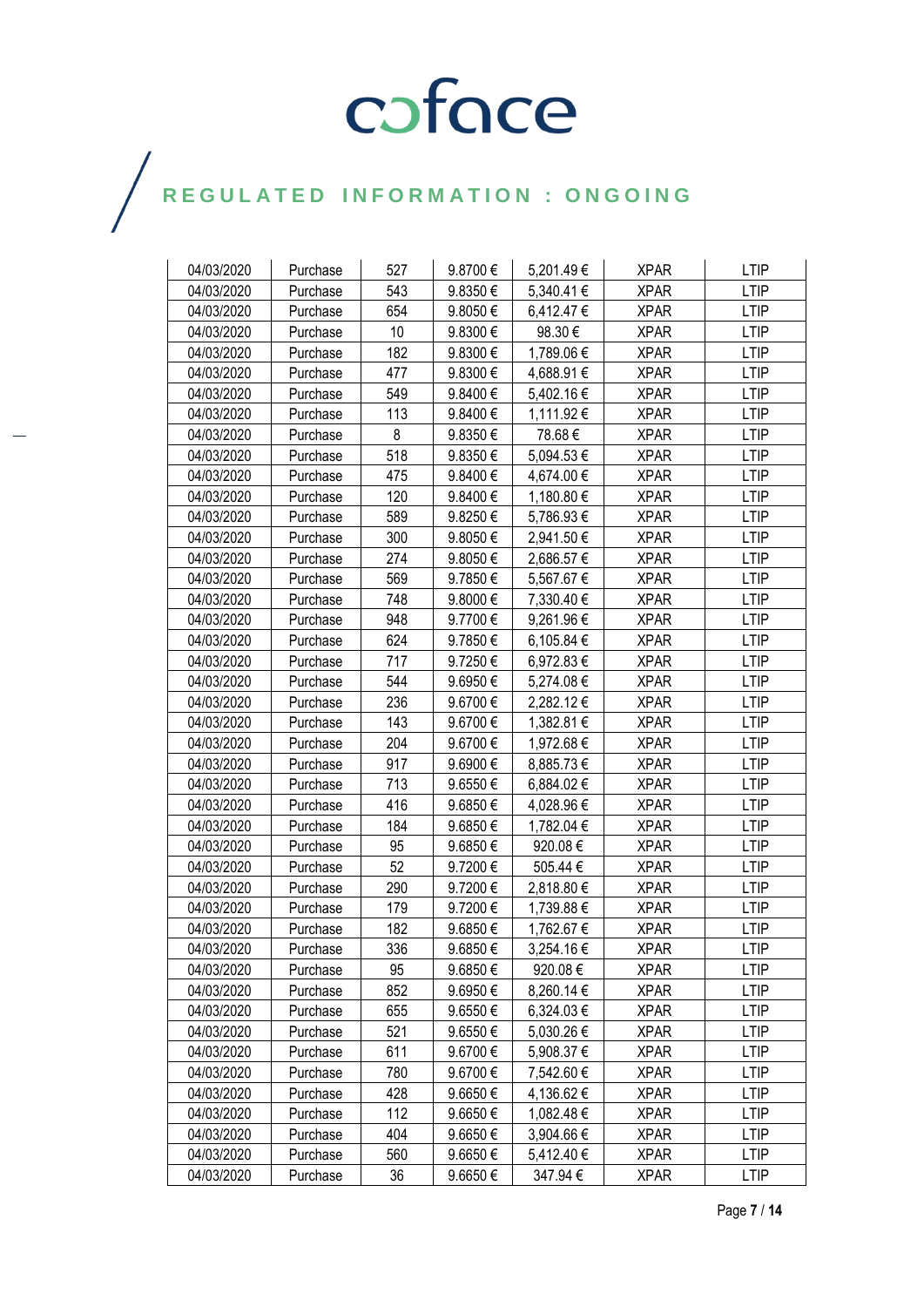| | | | | | | |
|---|---|---|---|---|---|---|
| 04/03/2020 | Purchase | 527 | 9.8700 € | 5,201.49 € | XPAR | LTIP |
| 04/03/2020 | Purchase | 543 | 9.8350 € | 5,340.41 € | XPAR | LTIP |
| 04/03/2020 | Purchase | 654 | 9.8050 € | 6,412.47 € | XPAR | LTIP |
| 04/03/2020 | Purchase | 10 | 9.8300 € | 98.30 € | XPAR | LTIP |
| 04/03/2020 | Purchase | 182 | 9.8300 € | 1,789.06 € | XPAR | LTIP |
| 04/03/2020 | Purchase | 477 | 9.8300 € | 4,688.91 € | XPAR | LTIP |
| 04/03/2020 | Purchase | 549 | 9.8400 € | 5,402.16 € | XPAR | LTIP |
| 04/03/2020 | Purchase | 113 | 9.8400 € | 1,111.92 € | XPAR | LTIP |
| 04/03/2020 | Purchase | 8 | 9.8350 € | 78.68 € | XPAR | LTIP |
| 04/03/2020 | Purchase | 518 | 9.8350 € | 5,094.53 € | XPAR | LTIP |
| 04/03/2020 | Purchase | 475 | 9.8400 € | 4,674.00 € | XPAR | LTIP |
| 04/03/2020 | Purchase | 120 | 9.8400 € | 1,180.80 € | XPAR | LTIP |
| 04/03/2020 | Purchase | 589 | 9.8250 € | 5,786.93 € | XPAR | LTIP |
| 04/03/2020 | Purchase | 300 | 9.8050 € | 2,941.50 € | XPAR | LTIP |
| 04/03/2020 | Purchase | 274 | 9.8050 € | 2,686.57 € | XPAR | LTIP |
| 04/03/2020 | Purchase | 569 | 9.7850 € | 5,567.67 € | XPAR | LTIP |
| 04/03/2020 | Purchase | 748 | 9.8000 € | 7,330.40 € | XPAR | LTIP |
| 04/03/2020 | Purchase | 948 | 9.7700 € | 9,261.96 € | XPAR | LTIP |
| 04/03/2020 | Purchase | 624 | 9.7850 € | 6,105.84 € | XPAR | LTIP |
| 04/03/2020 | Purchase | 717 | 9.7250 € | 6,972.83 € | XPAR | LTIP |
| 04/03/2020 | Purchase | 544 | 9.6950 € | 5,274.08 € | XPAR | LTIP |
| 04/03/2020 | Purchase | 236 | 9.6700 € | 2,282.12 € | XPAR | LTIP |
| 04/03/2020 | Purchase | 143 | 9.6700 € | 1,382.81 € | XPAR | LTIP |
| 04/03/2020 | Purchase | 204 | 9.6700 € | 1,972.68 € | XPAR | LTIP |
| 04/03/2020 | Purchase | 917 | 9.6900 € | 8,885.73 € | XPAR | LTIP |
| 04/03/2020 | Purchase | 713 | 9.6550 € | 6,884.02 € | XPAR | LTIP |
| 04/03/2020 | Purchase | 416 | 9.6850 € | 4,028.96 € | XPAR | LTIP |
| 04/03/2020 | Purchase | 184 | 9.6850 € | 1,782.04 € | XPAR | LTIP |
| 04/03/2020 | Purchase | 95 | 9.6850 € | 920.08 € | XPAR | LTIP |
| 04/03/2020 | Purchase | 52 | 9.7200 € | 505.44 € | XPAR | LTIP |
| 04/03/2020 | Purchase | 290 | 9.7200 € | 2,818.80 € | XPAR | LTIP |
| 04/03/2020 | Purchase | 179 | 9.7200 € | 1,739.88 € | XPAR | LTIP |
| 04/03/2020 | Purchase | 182 | 9.6850 € | 1,762.67 € | XPAR | LTIP |
| 04/03/2020 | Purchase | 336 | 9.6850 € | 3,254.16 € | XPAR | LTIP |
| 04/03/2020 | Purchase | 95 | 9.6850 € | 920.08 € | XPAR | LTIP |
| 04/03/2020 | Purchase | 852 | 9.6950 € | 8,260.14 € | XPAR | LTIP |
| 04/03/2020 | Purchase | 655 | 9.6550 € | 6,324.03 € | XPAR | LTIP |
| 04/03/2020 | Purchase | 521 | 9.6550 € | 5,030.26 € | XPAR | LTIP |
| 04/03/2020 | Purchase | 611 | 9.6700 € | 5,908.37 € | XPAR | LTIP |
| 04/03/2020 | Purchase | 780 | 9.6700 € | 7,542.60 € | XPAR | LTIP |
| 04/03/2020 | Purchase | 428 | 9.6650 € | 4,136.62 € | XPAR | LTIP |
| 04/03/2020 | Purchase | 112 | 9.6650 € | 1,082.48 € | XPAR | LTIP |
| 04/03/2020 | Purchase | 404 | 9.6650 € | 3,904.66 € | XPAR | LTIP |
| 04/03/2020 | Purchase | 560 | 9.6650 € | 5,412.40 € | XPAR | LTIP |
| 04/03/2020 | Purchase | 36 | 9.6650 € | 347.94 € | XPAR | LTIP |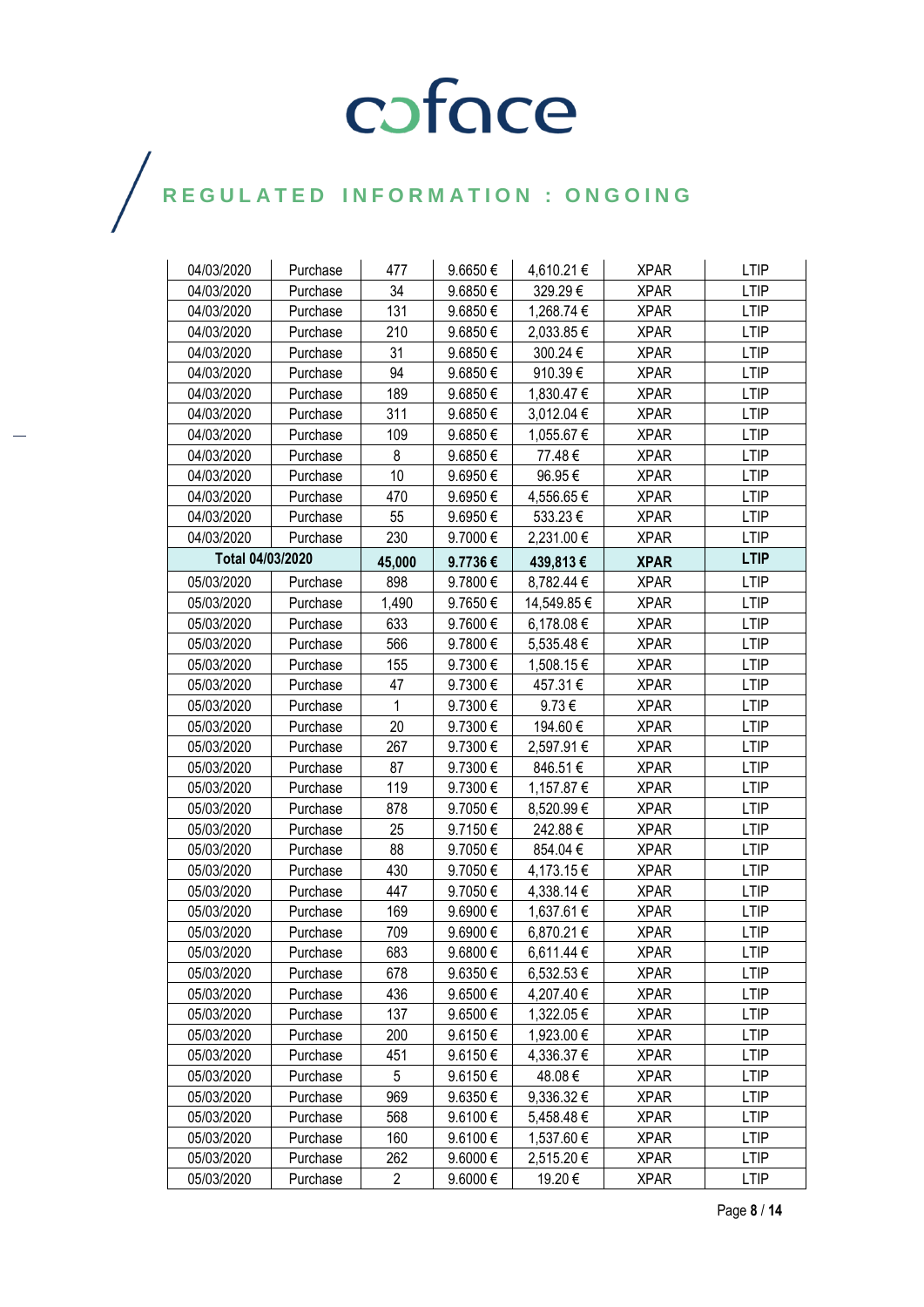| 04/03/2020 | Purchase | 477 | 9.6650 € | 4,610.21 € | XPAR | LTIP |
|---|---|---|---|---|---|---|
| 04/03/2020 | Purchase | 34 | 9.6850 € | 329.29 € | XPAR | LTIP |
| 04/03/2020 | Purchase | 131 | 9.6850 € | 1,268.74 € | XPAR | LTIP |
| 04/03/2020 | Purchase | 210 | 9.6850 € | 2,033.85 € | XPAR | LTIP |
| 04/03/2020 | Purchase | 31 | 9.6850 € | 300.24 € | XPAR | LTIP |
| 04/03/2020 | Purchase | 94 | 9.6850 € | 910.39 € | XPAR | LTIP |
| 04/03/2020 | Purchase | 189 | 9.6850 € | 1,830.47 € | XPAR | LTIP |
| 04/03/2020 | Purchase | 311 | 9.6850 € | 3,012.04 € | XPAR | LTIP |
| 04/03/2020 | Purchase | 109 | 9.6850 € | 1,055.67 € | XPAR | LTIP |
| 04/03/2020 | Purchase | 8 | 9.6850 € | 77.48 € | XPAR | LTIP |
| 04/03/2020 | Purchase | 10 | 9.6950 € | 96.95 € | XPAR | LTIP |
| 04/03/2020 | Purchase | 470 | 9.6950 € | 4,556.65 € | XPAR | LTIP |
| 04/03/2020 | Purchase | 55 | 9.6950 € | 533.23 € | XPAR | LTIP |
| 04/03/2020 | Purchase | 230 | 9.7000 € | 2,231.00 € | XPAR | LTIP |
| **Total 04/03/2020** | | **45,000** | **9.7736 €** | **439,813 €** | **XPAR** | **LTIP** |
| 05/03/2020 | Purchase | 898 | 9.7800 € | 8,782.44 € | XPAR | LTIP |
| 05/03/2020 | Purchase | 1,490 | 9.7650 € | 14,549.85 € | XPAR | LTIP |
| 05/03/2020 | Purchase | 633 | 9.7600 € | 6,178.08 € | XPAR | LTIP |
| 05/03/2020 | Purchase | 566 | 9.7800 € | 5,535.48 € | XPAR | LTIP |
| 05/03/2020 | Purchase | 155 | 9.7300 € | 1,508.15 € | XPAR | LTIP |
| 05/03/2020 | Purchase | 47 | 9.7300 € | 457.31 € | XPAR | LTIP |
| 05/03/2020 | Purchase | 1 | 9.7300 € | 9.73 € | XPAR | LTIP |
| 05/03/2020 | Purchase | 20 | 9.7300 € | 194.60 € | XPAR | LTIP |
| 05/03/2020 | Purchase | 267 | 9.7300 € | 2,597.91 € | XPAR | LTIP |
| 05/03/2020 | Purchase | 87 | 9.7300 € | 846.51 € | XPAR | LTIP |
| 05/03/2020 | Purchase | 119 | 9.7300 € | 1,157.87 € | XPAR | LTIP |
| 05/03/2020 | Purchase | 878 | 9.7050 € | 8,520.99 € | XPAR | LTIP |
| 05/03/2020 | Purchase | 25 | 9.7150 € | 242.88 € | XPAR | LTIP |
| 05/03/2020 | Purchase | 88 | 9.7050 € | 854.04 € | XPAR | LTIP |
| 05/03/2020 | Purchase | 430 | 9.7050 € | 4,173.15 € | XPAR | LTIP |
| 05/03/2020 | Purchase | 447 | 9.7050 € | 4,338.14 € | XPAR | LTIP |
| 05/03/2020 | Purchase | 169 | 9.6900 € | 1,637.61 € | XPAR | LTIP |
| 05/03/2020 | Purchase | 709 | 9.6900 € | 6,870.21 € | XPAR | LTIP |
| 05/03/2020 | Purchase | 683 | 9.6800 € | 6,611.44 € | XPAR | LTIP |
| 05/03/2020 | Purchase | 678 | 9.6350 € | 6,532.53 € | XPAR | LTIP |
| 05/03/2020 | Purchase | 436 | 9.6500 € | 4,207.40 € | XPAR | LTIP |
| 05/03/2020 | Purchase | 137 | 9.6500 € | 1,322.05 € | XPAR | LTIP |
| 05/03/2020 | Purchase | 200 | 9.6150 € | 1,923.00 € | XPAR | LTIP |
| 05/03/2020 | Purchase | 451 | 9.6150 € | 4,336.37 € | XPAR | LTIP |
| 05/03/2020 | Purchase | 5 | 9.6150 € | 48.08 € | XPAR | LTIP |
| 05/03/2020 | Purchase | 969 | 9.6350 € | 9,336.32 € | XPAR | LTIP |
| 05/03/2020 | Purchase | 568 | 9.6100 € | 5,458.48 € | XPAR | LTIP |
| 05/03/2020 | Purchase | 160 | 9.6100 € | 1,537.60 € | XPAR | LTIP |
| 05/03/2020 | Purchase | 262 | 9.6000 € | 2,515.20 € | XPAR | LTIP |
| 05/03/2020 | Purchase | 2 | 9.6000 € | 19.20 € | XPAR | LTIP |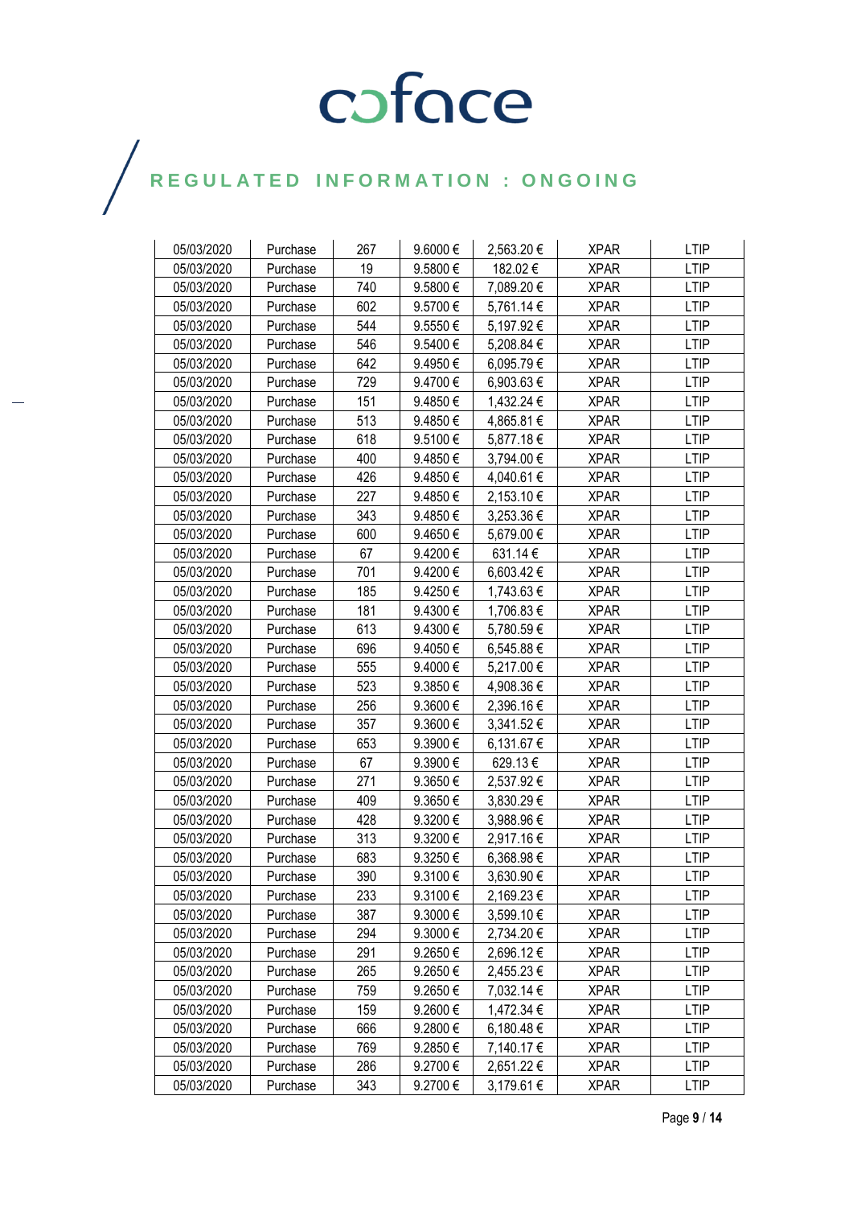| 05/03/2020 | Purchase | 267 | 9.6000 € | 2,563.20 € | XPAR | LTIP |
|---|---|---|---|---|---|---|
| 05/03/2020 | Purchase | 19 | 9.5800 € | 182.02 € | XPAR | LTIP |
| 05/03/2020 | Purchase | 740 | 9.5800 € | 7,089.20 € | XPAR | LTIP |
| 05/03/2020 | Purchase | 602 | 9.5700 € | 5,761.14 € | XPAR | LTIP |
| 05/03/2020 | Purchase | 544 | 9.5550 € | 5,197.92 € | XPAR | LTIP |
| 05/03/2020 | Purchase | 546 | 9.5400 € | 5,208.84 € | XPAR | LTIP |
| 05/03/2020 | Purchase | 642 | 9.4950 € | 6,095.79 € | XPAR | LTIP |
| 05/03/2020 | Purchase | 729 | 9.4700 € | 6,903.63 € | XPAR | LTIP |
| 05/03/2020 | Purchase | 151 | 9.4850 € | 1,432.24 € | XPAR | LTIP |
| 05/03/2020 | Purchase | 513 | 9.4850 € | 4,865.81 € | XPAR | LTIP |
| 05/03/2020 | Purchase | 618 | 9.5100 € | 5,877.18 € | XPAR | LTIP |
| 05/03/2020 | Purchase | 400 | 9.4850 € | 3,794.00 € | XPAR | LTIP |
| 05/03/2020 | Purchase | 426 | 9.4850 € | 4,040.61 € | XPAR | LTIP |
| 05/03/2020 | Purchase | 227 | 9.4850 € | 2,153.10 € | XPAR | LTIP |
| 05/03/2020 | Purchase | 343 | 9.4850 € | 3,253.36 € | XPAR | LTIP |
| 05/03/2020 | Purchase | 600 | 9.4650 € | 5,679.00 € | XPAR | LTIP |
| 05/03/2020 | Purchase | 67 | 9.4200 € | 631.14 € | XPAR | LTIP |
| 05/03/2020 | Purchase | 701 | 9.4200 € | 6,603.42 € | XPAR | LTIP |
| 05/03/2020 | Purchase | 185 | 9.4250 € | 1,743.63 € | XPAR | LTIP |
| 05/03/2020 | Purchase | 181 | 9.4300 € | 1,706.83 € | XPAR | LTIP |
| 05/03/2020 | Purchase | 613 | 9.4300 € | 5,780.59 € | XPAR | LTIP |
| 05/03/2020 | Purchase | 696 | 9.4050 € | 6,545.88 € | XPAR | LTIP |
| 05/03/2020 | Purchase | 555 | 9.4000 € | 5,217.00 € | XPAR | LTIP |
| 05/03/2020 | Purchase | 523 | 9.3850 € | 4,908.36 € | XPAR | LTIP |
| 05/03/2020 | Purchase | 256 | 9.3600 € | 2,396.16 € | XPAR | LTIP |
| 05/03/2020 | Purchase | 357 | 9.3600 € | 3,341.52 € | XPAR | LTIP |
| 05/03/2020 | Purchase | 653 | 9.3900 € | 6,131.67 € | XPAR | LTIP |
| 05/03/2020 | Purchase | 67 | 9.3900 € | 629.13 € | XPAR | LTIP |
| 05/03/2020 | Purchase | 271 | 9.3650 € | 2,537.92 € | XPAR | LTIP |
| 05/03/2020 | Purchase | 409 | 9.3650 € | 3,830.29 € | XPAR | LTIP |
| 05/03/2020 | Purchase | 428 | 9.3200 € | 3,988.96 € | XPAR | LTIP |
| 05/03/2020 | Purchase | 313 | 9.3200 € | 2,917.16 € | XPAR | LTIP |
| 05/03/2020 | Purchase | 683 | 9.3250 € | 6,368.98 € | XPAR | LTIP |
| 05/03/2020 | Purchase | 390 | 9.3100 € | 3,630.90 € | XPAR | LTIP |
| 05/03/2020 | Purchase | 233 | 9.3100 € | 2,169.23 € | XPAR | LTIP |
| 05/03/2020 | Purchase | 387 | 9.3000 € | 3,599.10 € | XPAR | LTIP |
| 05/03/2020 | Purchase | 294 | 9.3000 € | 2,734.20 € | XPAR | LTIP |
| 05/03/2020 | Purchase | 291 | 9.2650 € | 2,696.12 € | XPAR | LTIP |
| 05/03/2020 | Purchase | 265 | 9.2650 € | 2,455.23 € | XPAR | LTIP |
| 05/03/2020 | Purchase | 759 | 9.2650 € | 7,032.14 € | XPAR | LTIP |
| 05/03/2020 | Purchase | 159 | 9.2600 € | 1,472.34 € | XPAR | LTIP |
| 05/03/2020 | Purchase | 666 | 9.2800 € | 6,180.48 € | XPAR | LTIP |
| 05/03/2020 | Purchase | 769 | 9.2850 € | 7,140.17 € | XPAR | LTIP |
| 05/03/2020 | Purchase | 286 | 9.2700 € | 2,651.22 € | XPAR | LTIP |
| 05/03/2020 | Purchase | 343 | 9.2700 € | 3,179.61 € | XPAR | LTIP |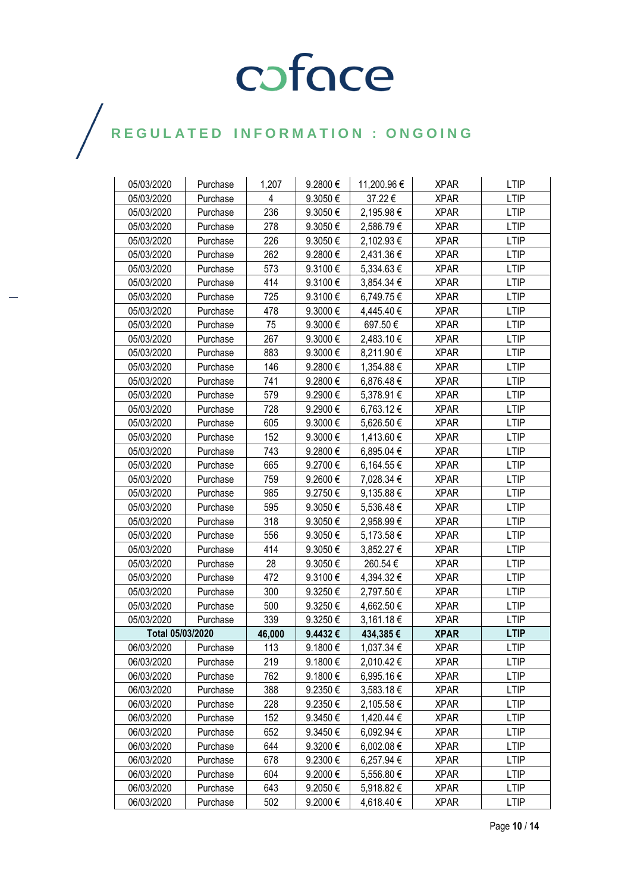# coface

## REGULATED INFORMATION : ONGOING

| 05/03/2020 | Purchase | 1,207 | 9.2800 € | 11,200.96 € | XPAR | LTIP |
|---|---|---|---|---|---|---|
| 05/03/2020 | Purchase | 4 | 9.3050 € | 37.22 € | XPAR | LTIP |
| 05/03/2020 | Purchase | 236 | 9.3050 € | 2,195.98 € | XPAR | LTIP |
| 05/03/2020 | Purchase | 278 | 9.3050 € | 2,586.79 € | XPAR | LTIP |
| 05/03/2020 | Purchase | 226 | 9.3050 € | 2,102.93 € | XPAR | LTIP |
| 05/03/2020 | Purchase | 262 | 9.2800 € | 2,431.36 € | XPAR | LTIP |
| 05/03/2020 | Purchase | 573 | 9.3100 € | 5,334.63 € | XPAR | LTIP |
| 05/03/2020 | Purchase | 414 | 9.3100 € | 3,854.34 € | XPAR | LTIP |
| 05/03/2020 | Purchase | 725 | 9.3100 € | 6,749.75 € | XPAR | LTIP |
| 05/03/2020 | Purchase | 478 | 9.3000 € | 4,445.40 € | XPAR | LTIP |
| 05/03/2020 | Purchase | 75 | 9.3000 € | 697.50 € | XPAR | LTIP |
| 05/03/2020 | Purchase | 267 | 9.3000 € | 2,483.10 € | XPAR | LTIP |
| 05/03/2020 | Purchase | 883 | 9.3000 € | 8,211.90 € | XPAR | LTIP |
| 05/03/2020 | Purchase | 146 | 9.2800 € | 1,354.88 € | XPAR | LTIP |
| 05/03/2020 | Purchase | 741 | 9.2800 € | 6,876.48 € | XPAR | LTIP |
| 05/03/2020 | Purchase | 579 | 9.2900 € | 5,378.91 € | XPAR | LTIP |
| 05/03/2020 | Purchase | 728 | 9.2900 € | 6,763.12 € | XPAR | LTIP |
| 05/03/2020 | Purchase | 605 | 9.3000 € | 5,626.50 € | XPAR | LTIP |
| 05/03/2020 | Purchase | 152 | 9.3000 € | 1,413.60 € | XPAR | LTIP |
| 05/03/2020 | Purchase | 743 | 9.2800 € | 6,895.04 € | XPAR | LTIP |
| 05/03/2020 | Purchase | 665 | 9.2700 € | 6,164.55 € | XPAR | LTIP |
| 05/03/2020 | Purchase | 759 | 9.2600 € | 7,028.34 € | XPAR | LTIP |
| 05/03/2020 | Purchase | 985 | 9.2750 € | 9,135.88 € | XPAR | LTIP |
| 05/03/2020 | Purchase | 595 | 9.3050 € | 5,536.48 € | XPAR | LTIP |
| 05/03/2020 | Purchase | 318 | 9.3050 € | 2,958.99 € | XPAR | LTIP |
| 05/03/2020 | Purchase | 556 | 9.3050 € | 5,173.58 € | XPAR | LTIP |
| 05/03/2020 | Purchase | 414 | 9.3050 € | 3,852.27 € | XPAR | LTIP |
| 05/03/2020 | Purchase | 28 | 9.3050 € | 260.54 € | XPAR | LTIP |
| 05/03/2020 | Purchase | 472 | 9.3100 € | 4,394.32 € | XPAR | LTIP |
| 05/03/2020 | Purchase | 300 | 9.3250 € | 2,797.50 € | XPAR | LTIP |
| 05/03/2020 | Purchase | 500 | 9.3250 € | 4,662.50 € | XPAR | LTIP |
| 05/03/2020 | Purchase | 339 | 9.3250 € | 3,161.18 € | XPAR | LTIP |
| **Total 05/03/2020** | | **46,000** | **9.4432 €** | **434,385 €** | **XPAR** | **LTIP** |
| 06/03/2020 | Purchase | 113 | 9.1800 € | 1,037.34 € | XPAR | LTIP |
| 06/03/2020 | Purchase | 219 | 9.1800 € | 2,010.42 € | XPAR | LTIP |
| 06/03/2020 | Purchase | 762 | 9.1800 € | 6,995.16 € | XPAR | LTIP |
| 06/03/2020 | Purchase | 388 | 9.2350 € | 3,583.18 € | XPAR | LTIP |
| 06/03/2020 | Purchase | 228 | 9.2350 € | 2,105.58 € | XPAR | LTIP |
| 06/03/2020 | Purchase | 152 | 9.3450 € | 1,420.44 € | XPAR | LTIP |
| 06/03/2020 | Purchase | 652 | 9.3450 € | 6,092.94 € | XPAR | LTIP |
| 06/03/2020 | Purchase | 644 | 9.3200 € | 6,002.08 € | XPAR | LTIP |
| 06/03/2020 | Purchase | 678 | 9.2300 € | 6,257.94 € | XPAR | LTIP |
| 06/03/2020 | Purchase | 604 | 9.2000 € | 5,556.80 € | XPAR | LTIP |
| 06/03/2020 | Purchase | 643 | 9.2050 € | 5,918.82 € | XPAR | LTIP |
| 06/03/2020 | Purchase | 502 | 9.2000 € | 4,618.40 € | XPAR | LTIP |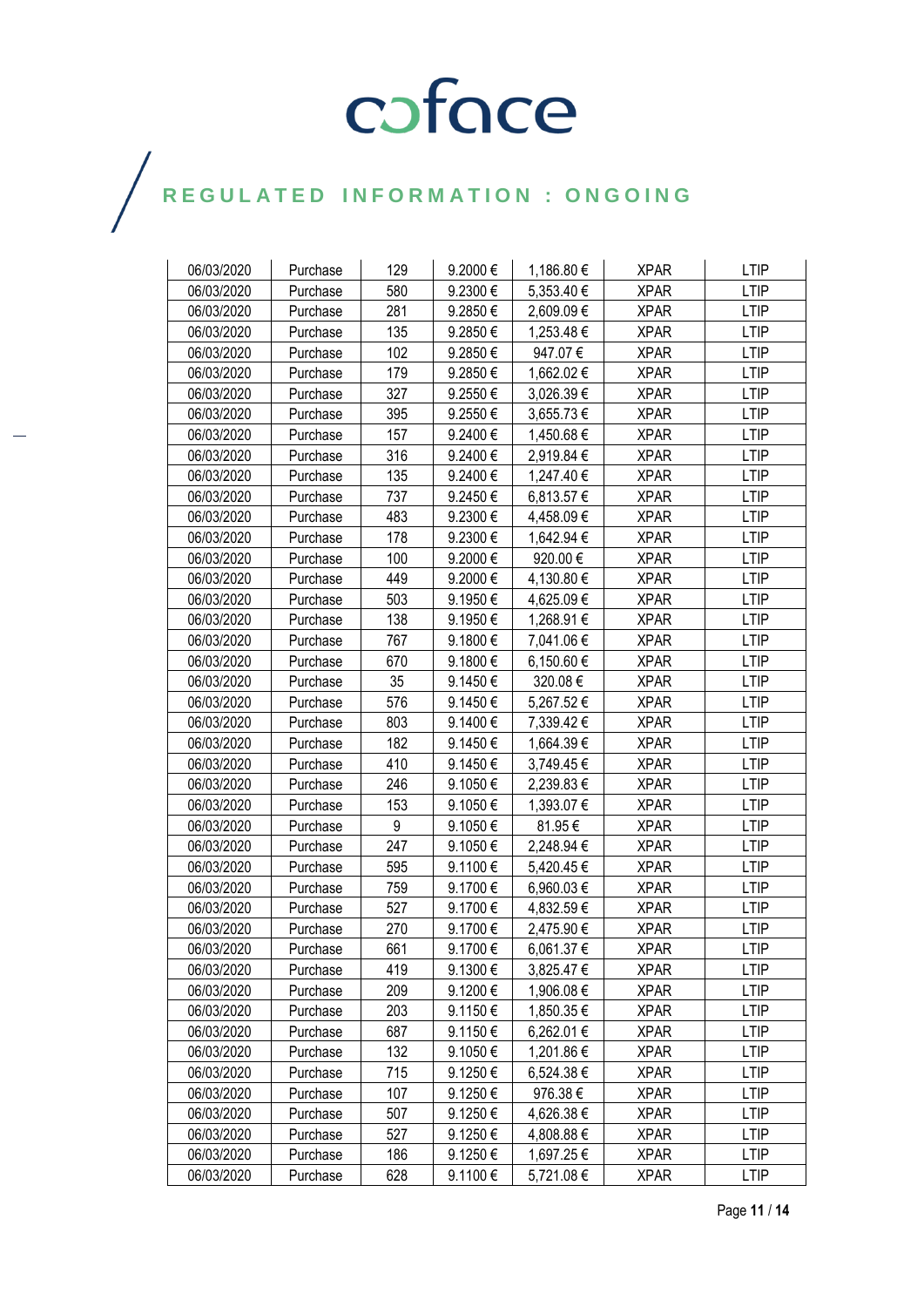| | | | | | | |
|---|---|---|---|---|---|---|
| 06/03/2020 | Purchase | 129 | 9.2000 € | 1,186.80 € | XPAR | LTIP |
| 06/03/2020 | Purchase | 580 | 9.2300 € | 5,353.40 € | XPAR | LTIP |
| 06/03/2020 | Purchase | 281 | 9.2850 € | 2,609.09 € | XPAR | LTIP |
| 06/03/2020 | Purchase | 135 | 9.2850 € | 1,253.48 € | XPAR | LTIP |
| 06/03/2020 | Purchase | 102 | 9.2850 € | 947.07 € | XPAR | LTIP |
| 06/03/2020 | Purchase | 179 | 9.2850 € | 1,662.02 € | XPAR | LTIP |
| 06/03/2020 | Purchase | 327 | 9.2550 € | 3,026.39 € | XPAR | LTIP |
| 06/03/2020 | Purchase | 395 | 9.2550 € | 3,655.73 € | XPAR | LTIP |
| 06/03/2020 | Purchase | 157 | 9.2400 € | 1,450.68 € | XPAR | LTIP |
| 06/03/2020 | Purchase | 316 | 9.2400 € | 2,919.84 € | XPAR | LTIP |
| 06/03/2020 | Purchase | 135 | 9.2400 € | 1,247.40 € | XPAR | LTIP |
| 06/03/2020 | Purchase | 737 | 9.2450 € | 6,813.57 € | XPAR | LTIP |
| 06/03/2020 | Purchase | 483 | 9.2300 € | 4,458.09 € | XPAR | LTIP |
| 06/03/2020 | Purchase | 178 | 9.2300 € | 1,642.94 € | XPAR | LTIP |
| 06/03/2020 | Purchase | 100 | 9.2000 € | 920.00 € | XPAR | LTIP |
| 06/03/2020 | Purchase | 449 | 9.2000 € | 4,130.80 € | XPAR | LTIP |
| 06/03/2020 | Purchase | 503 | 9.1950 € | 4,625.09 € | XPAR | LTIP |
| 06/03/2020 | Purchase | 138 | 9.1950 € | 1,268.91 € | XPAR | LTIP |
| 06/03/2020 | Purchase | 767 | 9.1800 € | 7,041.06 € | XPAR | LTIP |
| 06/03/2020 | Purchase | 670 | 9.1800 € | 6,150.60 € | XPAR | LTIP |
| 06/03/2020 | Purchase | 35 | 9.1450 € | 320.08 € | XPAR | LTIP |
| 06/03/2020 | Purchase | 576 | 9.1450 € | 5,267.52 € | XPAR | LTIP |
| 06/03/2020 | Purchase | 803 | 9.1400 € | 7,339.42 € | XPAR | LTIP |
| 06/03/2020 | Purchase | 182 | 9.1450 € | 1,664.39 € | XPAR | LTIP |
| 06/03/2020 | Purchase | 410 | 9.1450 € | 3,749.45 € | XPAR | LTIP |
| 06/03/2020 | Purchase | 246 | 9.1050 € | 2,239.83 € | XPAR | LTIP |
| 06/03/2020 | Purchase | 153 | 9.1050 € | 1,393.07 € | XPAR | LTIP |
| 06/03/2020 | Purchase | 9 | 9.1050 € | 81.95 € | XPAR | LTIP |
| 06/03/2020 | Purchase | 247 | 9.1050 € | 2,248.94 € | XPAR | LTIP |
| 06/03/2020 | Purchase | 595 | 9.1100 € | 5,420.45 € | XPAR | LTIP |
| 06/03/2020 | Purchase | 759 | 9.1700 € | 6,960.03 € | XPAR | LTIP |
| 06/03/2020 | Purchase | 527 | 9.1700 € | 4,832.59 € | XPAR | LTIP |
| 06/03/2020 | Purchase | 270 | 9.1700 € | 2,475.90 € | XPAR | LTIP |
| 06/03/2020 | Purchase | 661 | 9.1700 € | 6,061.37 € | XPAR | LTIP |
| 06/03/2020 | Purchase | 419 | 9.1300 € | 3,825.47 € | XPAR | LTIP |
| 06/03/2020 | Purchase | 209 | 9.1200 € | 1,906.08 € | XPAR | LTIP |
| 06/03/2020 | Purchase | 203 | 9.1150 € | 1,850.35 € | XPAR | LTIP |
| 06/03/2020 | Purchase | 687 | 9.1150 € | 6,262.01 € | XPAR | LTIP |
| 06/03/2020 | Purchase | 132 | 9.1050 € | 1,201.86 € | XPAR | LTIP |
| 06/03/2020 | Purchase | 715 | 9.1250 € | 6,524.38 € | XPAR | LTIP |
| 06/03/2020 | Purchase | 107 | 9.1250 € | 976.38 € | XPAR | LTIP |
| 06/03/2020 | Purchase | 507 | 9.1250 € | 4,626.38 € | XPAR | LTIP |
| 06/03/2020 | Purchase | 527 | 9.1250 € | 4,808.88 € | XPAR | LTIP |
| 06/03/2020 | Purchase | 186 | 9.1250 € | 1,697.25 € | XPAR | LTIP |
| 06/03/2020 | Purchase | 628 | 9.1100 € | 5,721.08 € | XPAR | LTIP |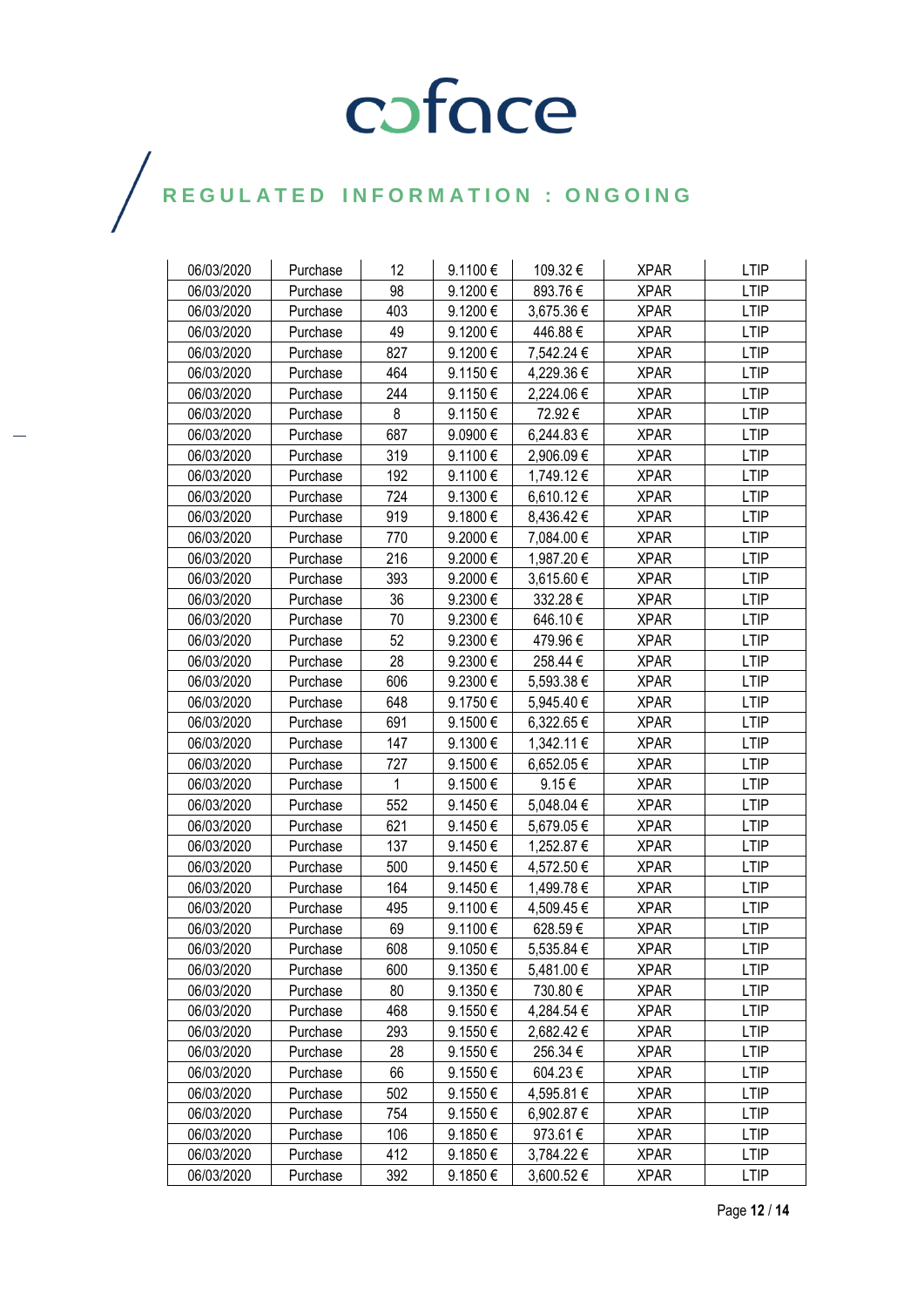| | | | | | | |
|---|---|---|---|---|---|---|
| 06/03/2020 | Purchase | 12 | 9.1100 € | 109.32 € | XPAR | LTIP |
| 06/03/2020 | Purchase | 98 | 9.1200 € | 893.76 € | XPAR | LTIP |
| 06/03/2020 | Purchase | 403 | 9.1200 € | 3,675.36 € | XPAR | LTIP |
| 06/03/2020 | Purchase | 49 | 9.1200 € | 446.88 € | XPAR | LTIP |
| 06/03/2020 | Purchase | 827 | 9.1200 € | 7,542.24 € | XPAR | LTIP |
| 06/03/2020 | Purchase | 464 | 9.1150 € | 4,229.36 € | XPAR | LTIP |
| 06/03/2020 | Purchase | 244 | 9.1150 € | 2,224.06 € | XPAR | LTIP |
| 06/03/2020 | Purchase | 8 | 9.1150 € | 72.92 € | XPAR | LTIP |
| 06/03/2020 | Purchase | 687 | 9.0900 € | 6,244.83 € | XPAR | LTIP |
| 06/03/2020 | Purchase | 319 | 9.1100 € | 2,906.09 € | XPAR | LTIP |
| 06/03/2020 | Purchase | 192 | 9.1100 € | 1,749.12 € | XPAR | LTIP |
| 06/03/2020 | Purchase | 724 | 9.1300 € | 6,610.12 € | XPAR | LTIP |
| 06/03/2020 | Purchase | 919 | 9.1800 € | 8,436.42 € | XPAR | LTIP |
| 06/03/2020 | Purchase | 770 | 9.2000 € | 7,084.00 € | XPAR | LTIP |
| 06/03/2020 | Purchase | 216 | 9.2000 € | 1,987.20 € | XPAR | LTIP |
| 06/03/2020 | Purchase | 393 | 9.2000 € | 3,615.60 € | XPAR | LTIP |
| 06/03/2020 | Purchase | 36 | 9.2300 € | 332.28 € | XPAR | LTIP |
| 06/03/2020 | Purchase | 70 | 9.2300 € | 646.10 € | XPAR | LTIP |
| 06/03/2020 | Purchase | 52 | 9.2300 € | 479.96 € | XPAR | LTIP |
| 06/03/2020 | Purchase | 28 | 9.2300 € | 258.44 € | XPAR | LTIP |
| 06/03/2020 | Purchase | 606 | 9.2300 € | 5,593.38 € | XPAR | LTIP |
| 06/03/2020 | Purchase | 648 | 9.1750 € | 5,945.40 € | XPAR | LTIP |
| 06/03/2020 | Purchase | 691 | 9.1500 € | 6,322.65 € | XPAR | LTIP |
| 06/03/2020 | Purchase | 147 | 9.1300 € | 1,342.11 € | XPAR | LTIP |
| 06/03/2020 | Purchase | 727 | 9.1500 € | 6,652.05 € | XPAR | LTIP |
| 06/03/2020 | Purchase | 1 | 9.1500 € | 9.15 € | XPAR | LTIP |
| 06/03/2020 | Purchase | 552 | 9.1450 € | 5,048.04 € | XPAR | LTIP |
| 06/03/2020 | Purchase | 621 | 9.1450 € | 5,679.05 € | XPAR | LTIP |
| 06/03/2020 | Purchase | 137 | 9.1450 € | 1,252.87 € | XPAR | LTIP |
| 06/03/2020 | Purchase | 500 | 9.1450 € | 4,572.50 € | XPAR | LTIP |
| 06/03/2020 | Purchase | 164 | 9.1450 € | 1,499.78 € | XPAR | LTIP |
| 06/03/2020 | Purchase | 495 | 9.1100 € | 4,509.45 € | XPAR | LTIP |
| 06/03/2020 | Purchase | 69 | 9.1100 € | 628.59 € | XPAR | LTIP |
| 06/03/2020 | Purchase | 608 | 9.1050 € | 5,535.84 € | XPAR | LTIP |
| 06/03/2020 | Purchase | 600 | 9.1350 € | 5,481.00 € | XPAR | LTIP |
| 06/03/2020 | Purchase | 80 | 9.1350 € | 730.80 € | XPAR | LTIP |
| 06/03/2020 | Purchase | 468 | 9.1550 € | 4,284.54 € | XPAR | LTIP |
| 06/03/2020 | Purchase | 293 | 9.1550 € | 2,682.42 € | XPAR | LTIP |
| 06/03/2020 | Purchase | 28 | 9.1550 € | 256.34 € | XPAR | LTIP |
| 06/03/2020 | Purchase | 66 | 9.1550 € | 604.23 € | XPAR | LTIP |
| 06/03/2020 | Purchase | 502 | 9.1550 € | 4,595.81 € | XPAR | LTIP |
| 06/03/2020 | Purchase | 754 | 9.1550 € | 6,902.87 € | XPAR | LTIP |
| 06/03/2020 | Purchase | 106 | 9.1850 € | 973.61 € | XPAR | LTIP |
| 06/03/2020 | Purchase | 412 | 9.1850 € | 3,784.22 € | XPAR | LTIP |
| 06/03/2020 | Purchase | 392 | 9.1850 € | 3,600.52 € | XPAR | LTIP |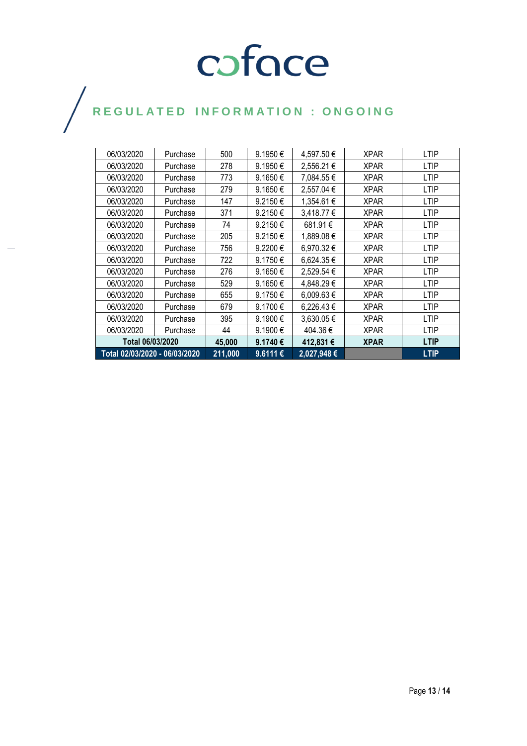| | | | | | | |
|---|---|---|---|---|---|---|
| 06/03/2020 | Purchase | 500 | 9.1950 € | 4,597.50 € | XPAR | LTIP |
| 06/03/2020 | Purchase | 278 | 9.1950 € | 2,556.21 € | XPAR | LTIP |
| 06/03/2020 | Purchase | 773 | 9.1650 € | 7,084.55 € | XPAR | LTIP |
| 06/03/2020 | Purchase | 279 | 9.1650 € | 2,557.04 € | XPAR | LTIP |
| 06/03/2020 | Purchase | 147 | 9.2150 € | 1,354.61 € | XPAR | LTIP |
| 06/03/2020 | Purchase | 371 | 9.2150 € | 3,418.77 € | XPAR | LTIP |
| 06/03/2020 | Purchase | 74 | 9.2150 € | 681.91 € | XPAR | LTIP |
| 06/03/2020 | Purchase | 205 | 9.2150 € | 1,889.08 € | XPAR | LTIP |
| 06/03/2020 | Purchase | 756 | 9.2200 € | 6,970.32 € | XPAR | LTIP |
| 06/03/2020 | Purchase | 722 | 9.1750 € | 6,624.35 € | XPAR | LTIP |
| 06/03/2020 | Purchase | 276 | 9.1650 € | 2,529.54 € | XPAR | LTIP |
| 06/03/2020 | Purchase | 529 | 9.1650 € | 4,848.29 € | XPAR | LTIP |
| 06/03/2020 | Purchase | 655 | 9.1750 € | 6,009.63 € | XPAR | LTIP |
| 06/03/2020 | Purchase | 679 | 9.1700 € | 6,226.43 € | XPAR | LTIP |
| 06/03/2020 | Purchase | 395 | 9.1900 € | 3,630.05 € | XPAR | LTIP |
| 06/03/2020 | Purchase | 44 | 9.1900 € | 404.36 € | XPAR | LTIP |
| **Total 06/03/2020** | | **45,000** | **9.1740 €** | **412,831 €** | **XPAR** | **LTIP** |
| **Total 02/03/2020 - 06/03/2020** | | **211,000** | **9.6111 €** | **2,027,948 €** | | **LTIP** |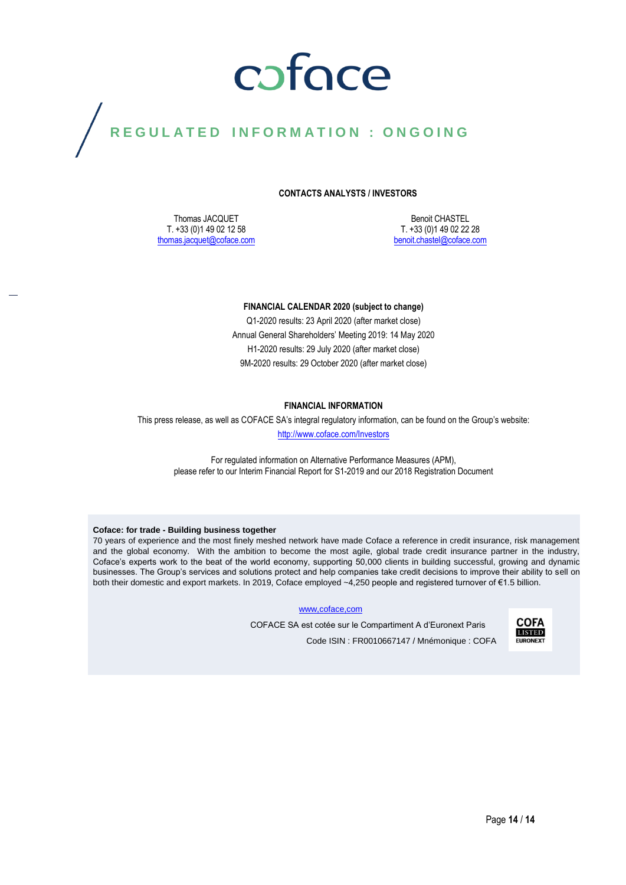# REGULATED INFORMATION : ONGOING

**CONTACTS ANALYSTS / INVESTORS**

Thomas JACQUET
T. +33 (0)1 49 02 12 58
thomas.jacquet@coface.com

Benoit CHASTEL
T. +33 (0)1 49 02 22 28
benoit.chastel@coface.com

**FINANCIAL CALENDAR 2020 (subject to change)**

Q1-2020 results: 23 April 2020 (after market close)
Annual General Shareholders' Meeting 2019: 14 May 2020
H1-2020 results: 29 July 2020 (after market close)
9M-2020 results: 29 October 2020 (after market close)

**FINANCIAL INFORMATION**

This press release, as well as COFACE SA's integral regulatory information, can be found on the Group's website: http://www.coface.com/Investors

For regulated information on Alternative Performance Measures (APM), please refer to our Interim Financial Report for S1-2019 and our 2018 Registration Document

**Coface: for trade - Building business together**
70 years of experience and the most finely meshed network have made Coface a reference in credit insurance, risk management and the global economy. With the ambition to become the most agile, global trade credit insurance partner in the industry, Coface's experts work to the beat of the world economy, supporting 50,000 clients in building successful, growing and dynamic businesses. The Group's services and solutions protect and help companies take credit decisions to improve their ability to sell on both their domestic and export markets. In 2019, Coface employed ~4,250 people and registered turnover of €1.5 billion.

www,coface,com

COFACE SA est cotée sur le Compartiment A d'Euronext Paris
Code ISIN : FR0010667147 / Mnémonique : COFA

COFA LISTED EURONEXT